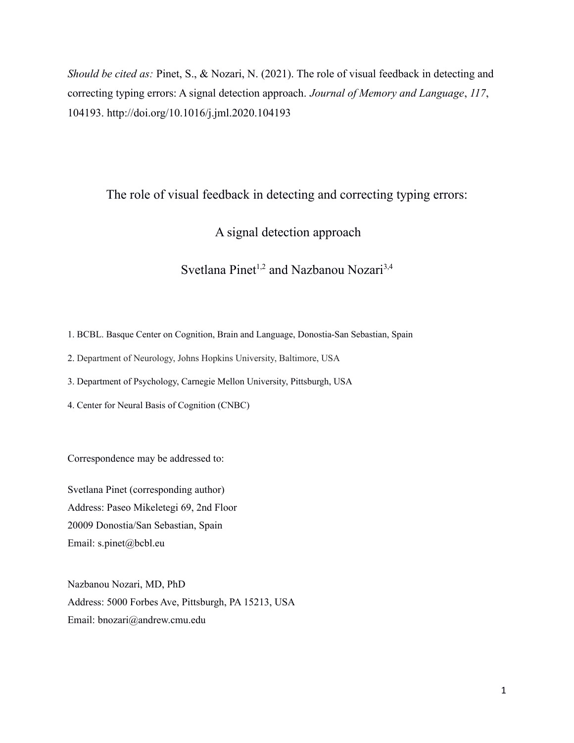*Should be cited as:* Pinet, S., & Nozari, N. (2021). The role of visual feedback in detecting and correcting typing errors: A signal detection approach. *Journal of Memory and Language*, *117*, 104193. http://doi.org/10.1016/j.jml.2020.104193

# The role of visual feedback in detecting and correcting typing errors: A signal detection approach

Svetlana Pinet[1,2] and Nazbanou Nozari[3,4]

1. BCBL. Basque Center on Cognition, Brain and Language, Donostia-San Sebastian, Spain
2. Department of Neurology, Johns Hopkins University, Baltimore, USA
3. Department of Psychology, Carnegie Mellon University, Pittsburgh, USA
4. Center for Neural Basis of Cognition (CNBC)

Correspondence may be addressed to:

Svetlana Pinet (corresponding author)
Address: Paseo Mikeletegi 69, 2nd Floor
20009 Donostia/San Sebastian, Spain
Email: s.pinet@bcbl.eu

Nazbanou Nozari, MD, PhD
Address: 5000 Forbes Ave, Pittsburgh, PA 15213, USA
Email: bnozari@andrew.cmu.edu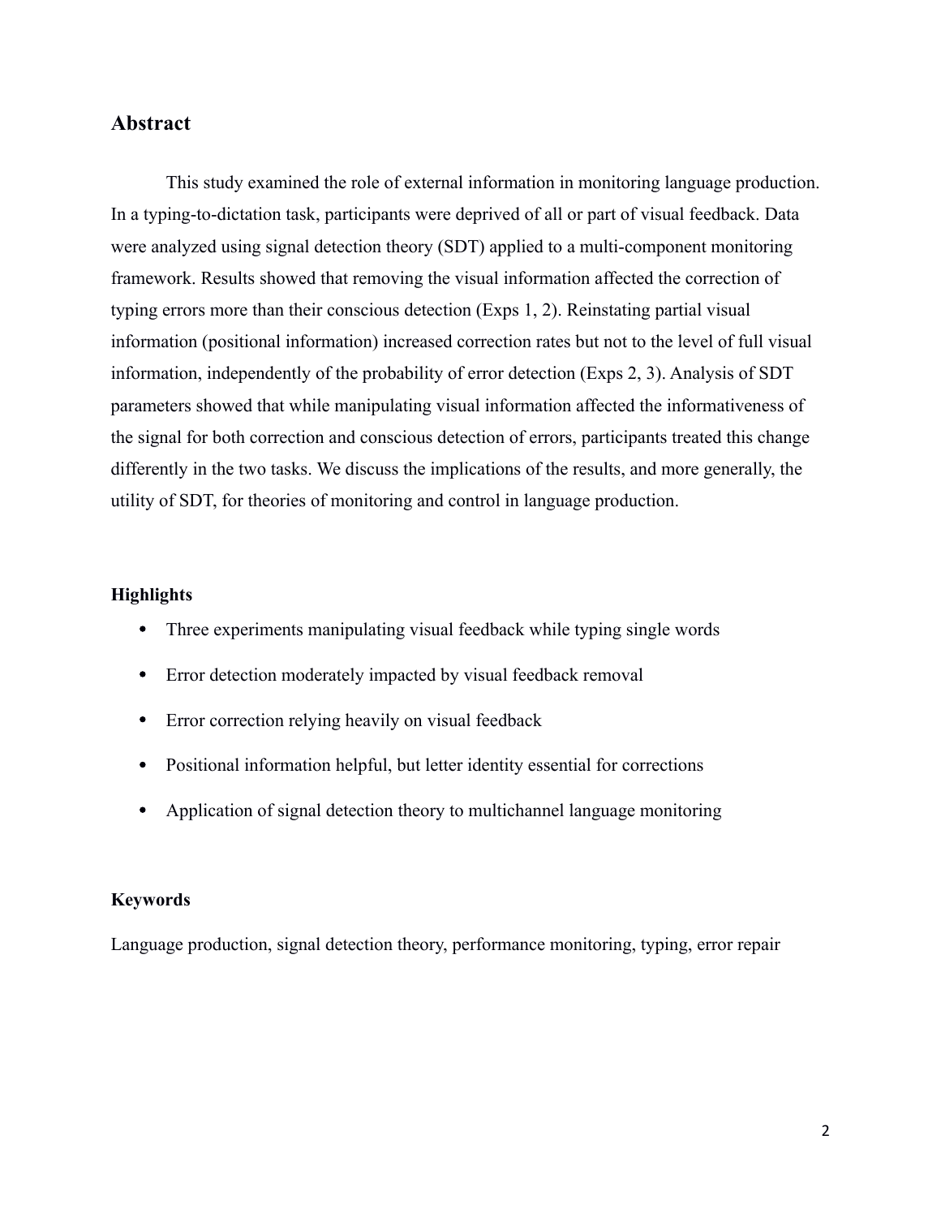## Abstract

This study examined the role of external information in monitoring language production. In a typing-to-dictation task, participants were deprived of all or part of visual feedback. Data were analyzed using signal detection theory (SDT) applied to a multi-component monitoring framework. Results showed that removing the visual information affected the correction of typing errors more than their conscious detection (Exps 1, 2). Reinstating partial visual information (positional information) increased correction rates but not to the level of full visual information, independently of the probability of error detection (Exps 2, 3). Analysis of SDT parameters showed that while manipulating visual information affected the informativeness of the signal for both correction and conscious detection of errors, participants treated this change differently in the two tasks. We discuss the implications of the results, and more generally, the utility of SDT, for theories of monitoring and control in language production.

### Highlights

- Three experiments manipulating visual feedback while typing single words
- Error detection moderately impacted by visual feedback removal
- Error correction relying heavily on visual feedback
- Positional information helpful, but letter identity essential for corrections
- Application of signal detection theory to multichannel language monitoring

### Keywords

Language production, signal detection theory, performance monitoring, typing, error repair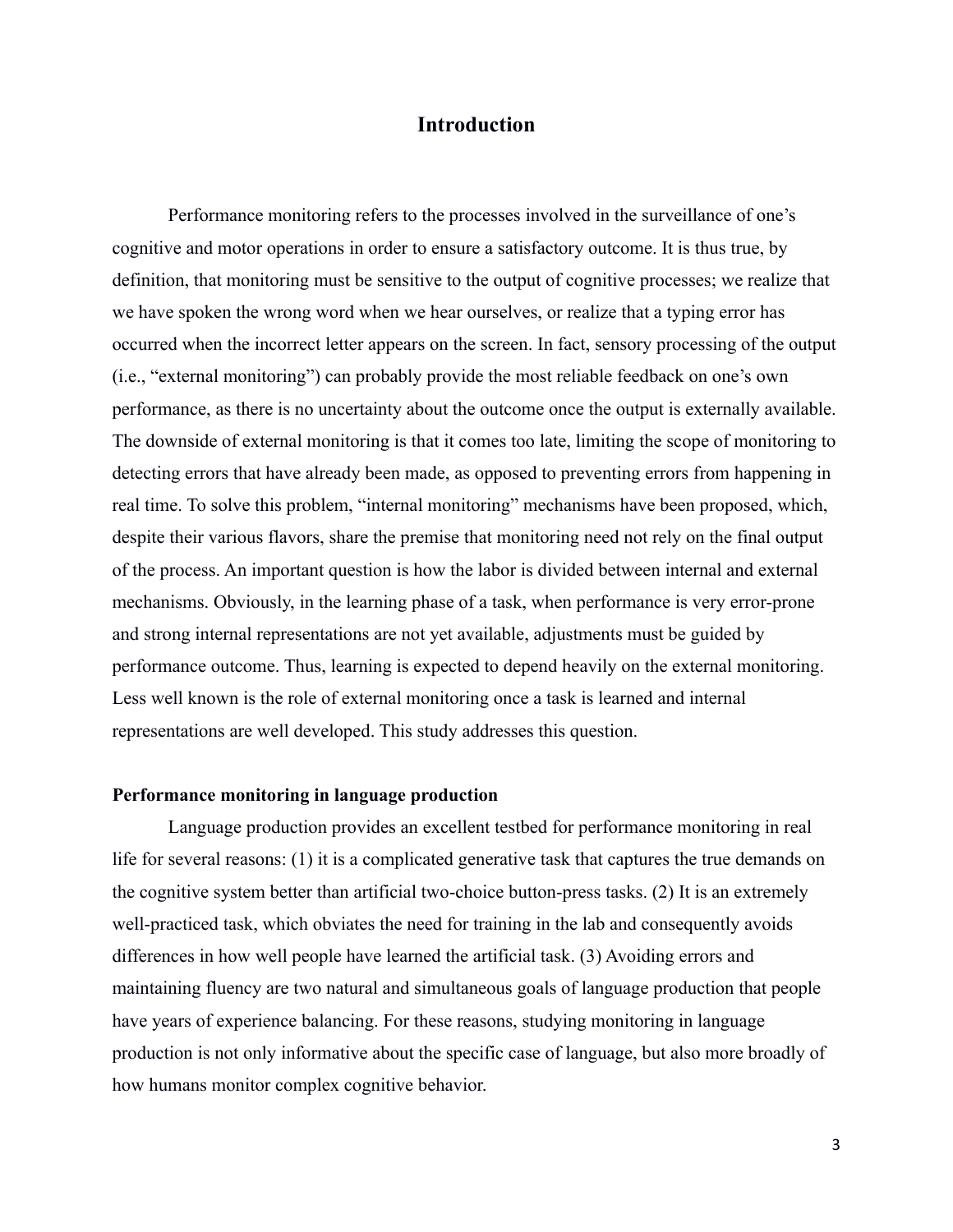# Introduction

Performance monitoring refers to the processes involved in the surveillance of one's cognitive and motor operations in order to ensure a satisfactory outcome. It is thus true, by definition, that monitoring must be sensitive to the output of cognitive processes; we realize that we have spoken the wrong word when we hear ourselves, or realize that a typing error has occurred when the incorrect letter appears on the screen. In fact, sensory processing of the output (i.e., "external monitoring") can probably provide the most reliable feedback on one's own performance, as there is no uncertainty about the outcome once the output is externally available. The downside of external monitoring is that it comes too late, limiting the scope of monitoring to detecting errors that have already been made, as opposed to preventing errors from happening in real time. To solve this problem, "internal monitoring" mechanisms have been proposed, which, despite their various flavors, share the premise that monitoring need not rely on the final output of the process. An important question is how the labor is divided between internal and external mechanisms. Obviously, in the learning phase of a task, when performance is very error-prone and strong internal representations are not yet available, adjustments must be guided by performance outcome. Thus, learning is expected to depend heavily on the external monitoring. Less well known is the role of external monitoring once a task is learned and internal representations are well developed. This study addresses this question.

### Performance monitoring in language production

Language production provides an excellent testbed for performance monitoring in real life for several reasons: (1) it is a complicated generative task that captures the true demands on the cognitive system better than artificial two-choice button-press tasks. (2) It is an extremely well-practiced task, which obviates the need for training in the lab and consequently avoids differences in how well people have learned the artificial task. (3) Avoiding errors and maintaining fluency are two natural and simultaneous goals of language production that people have years of experience balancing. For these reasons, studying monitoring in language production is not only informative about the specific case of language, but also more broadly of how humans monitor complex cognitive behavior.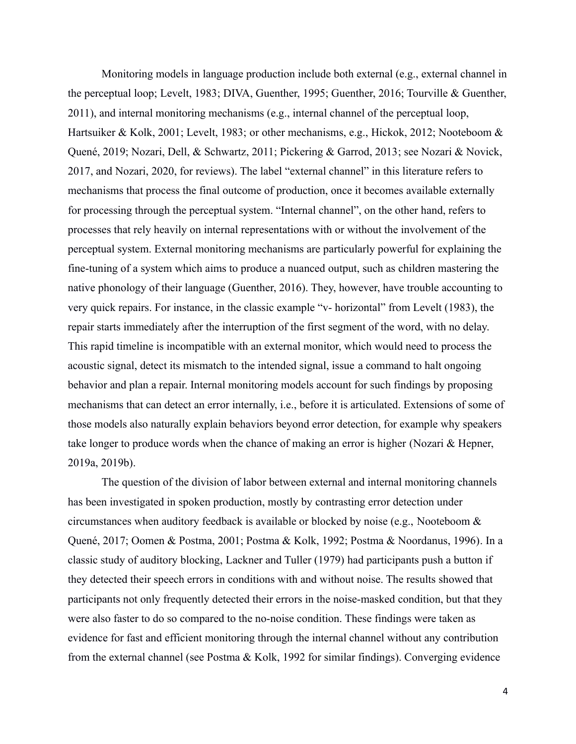Monitoring models in language production include both external (e.g., external channel in the perceptual loop; Levelt, 1983; DIVA, Guenther, 1995; Guenther, 2016; Tourville & Guenther, 2011), and internal monitoring mechanisms (e.g., internal channel of the perceptual loop, Hartsuiker & Kolk, 2001; Levelt, 1983; or other mechanisms, e.g., Hickok, 2012; Nooteboom & Quené, 2019; Nozari, Dell, & Schwartz, 2011; Pickering & Garrod, 2013; see Nozari & Novick, 2017, and Nozari, 2020, for reviews). The label "external channel" in this literature refers to mechanisms that process the final outcome of production, once it becomes available externally for processing through the perceptual system. "Internal channel", on the other hand, refers to processes that rely heavily on internal representations with or without the involvement of the perceptual system. External monitoring mechanisms are particularly powerful for explaining the fine-tuning of a system which aims to produce a nuanced output, such as children mastering the native phonology of their language (Guenther, 2016). They, however, have trouble accounting to very quick repairs. For instance, in the classic example "v- horizontal" from Levelt (1983), the repair starts immediately after the interruption of the first segment of the word, with no delay. This rapid timeline is incompatible with an external monitor, which would need to process the acoustic signal, detect its mismatch to the intended signal, issue a command to halt ongoing behavior and plan a repair. Internal monitoring models account for such findings by proposing mechanisms that can detect an error internally, i.e., before it is articulated. Extensions of some of those models also naturally explain behaviors beyond error detection, for example why speakers take longer to produce words when the chance of making an error is higher (Nozari & Hepner, 2019a, 2019b).

The question of the division of labor between external and internal monitoring channels has been investigated in spoken production, mostly by contrasting error detection under circumstances when auditory feedback is available or blocked by noise (e.g., Nooteboom & Quené, 2017; Oomen & Postma, 2001; Postma & Kolk, 1992; Postma & Noordanus, 1996). In a classic study of auditory blocking, Lackner and Tuller (1979) had participants push a button if they detected their speech errors in conditions with and without noise. The results showed that participants not only frequently detected their errors in the noise-masked condition, but that they were also faster to do so compared to the no-noise condition. These findings were taken as evidence for fast and efficient monitoring through the internal channel without any contribution from the external channel (see Postma & Kolk, 1992 for similar findings). Converging evidence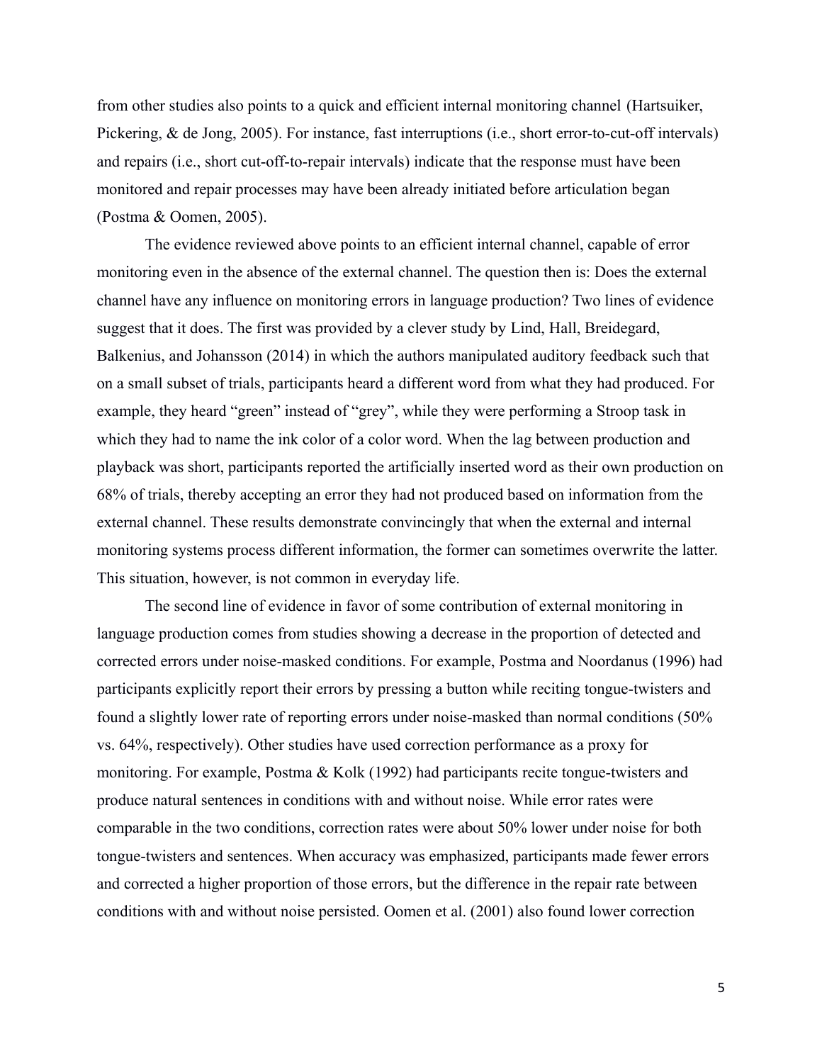from other studies also points to a quick and efficient internal monitoring channel (Hartsuiker, Pickering, & de Jong, 2005). For instance, fast interruptions (i.e., short error-to-cut-off intervals) and repairs (i.e., short cut-off-to-repair intervals) indicate that the response must have been monitored and repair processes may have been already initiated before articulation began (Postma & Oomen, 2005).

The evidence reviewed above points to an efficient internal channel, capable of error monitoring even in the absence of the external channel. The question then is: Does the external channel have any influence on monitoring errors in language production? Two lines of evidence suggest that it does. The first was provided by a clever study by Lind, Hall, Breidegard, Balkenius, and Johansson (2014) in which the authors manipulated auditory feedback such that on a small subset of trials, participants heard a different word from what they had produced. For example, they heard "green" instead of "grey", while they were performing a Stroop task in which they had to name the ink color of a color word. When the lag between production and playback was short, participants reported the artificially inserted word as their own production on 68% of trials, thereby accepting an error they had not produced based on information from the external channel. These results demonstrate convincingly that when the external and internal monitoring systems process different information, the former can sometimes overwrite the latter. This situation, however, is not common in everyday life.

The second line of evidence in favor of some contribution of external monitoring in language production comes from studies showing a decrease in the proportion of detected and corrected errors under noise-masked conditions. For example, Postma and Noordanus (1996) had participants explicitly report their errors by pressing a button while reciting tongue-twisters and found a slightly lower rate of reporting errors under noise-masked than normal conditions (50% vs. 64%, respectively). Other studies have used correction performance as a proxy for monitoring. For example, Postma & Kolk (1992) had participants recite tongue-twisters and produce natural sentences in conditions with and without noise. While error rates were comparable in the two conditions, correction rates were about 50% lower under noise for both tongue-twisters and sentences. When accuracy was emphasized, participants made fewer errors and corrected a higher proportion of those errors, but the difference in the repair rate between conditions with and without noise persisted. Oomen et al. (2001) also found lower correction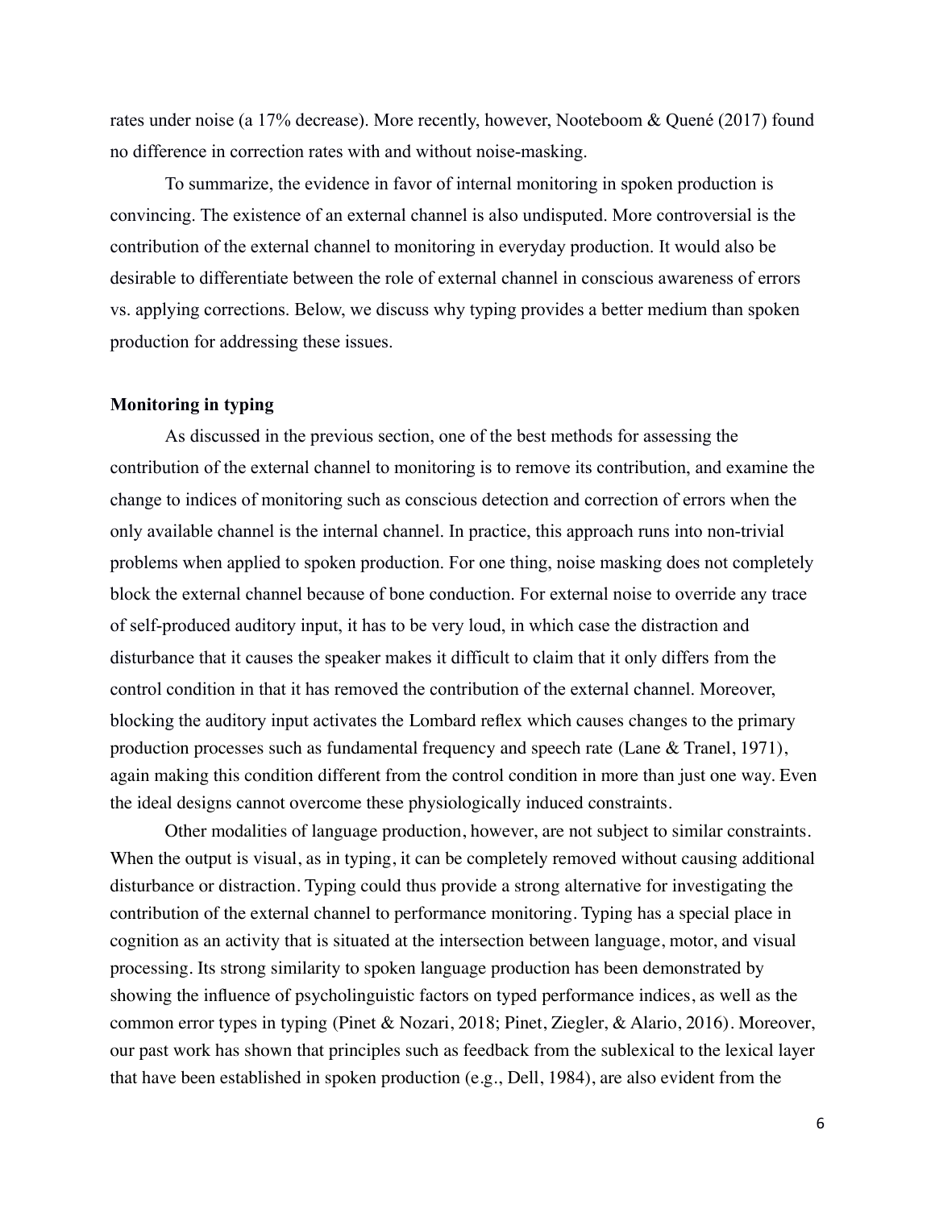rates under noise (a 17% decrease). More recently, however, Nooteboom & Quené (2017) found no difference in correction rates with and without noise-masking.

To summarize, the evidence in favor of internal monitoring in spoken production is convincing. The existence of an external channel is also undisputed. More controversial is the contribution of the external channel to monitoring in everyday production. It would also be desirable to differentiate between the role of external channel in conscious awareness of errors vs. applying corrections. Below, we discuss why typing provides a better medium than spoken production for addressing these issues.

**Monitoring in typing**

As discussed in the previous section, one of the best methods for assessing the contribution of the external channel to monitoring is to remove its contribution, and examine the change to indices of monitoring such as conscious detection and correction of errors when the only available channel is the internal channel. In practice, this approach runs into non-trivial problems when applied to spoken production. For one thing, noise masking does not completely block the external channel because of bone conduction. For external noise to override any trace of self-produced auditory input, it has to be very loud, in which case the distraction and disturbance that it causes the speaker makes it difficult to claim that it only differs from the control condition in that it has removed the contribution of the external channel. Moreover, blocking the auditory input activates the Lombard reflex which causes changes to the primary production processes such as fundamental frequency and speech rate (Lane & Tranel, 1971), again making this condition different from the control condition in more than just one way. Even the ideal designs cannot overcome these physiologically induced constraints.

Other modalities of language production, however, are not subject to similar constraints. When the output is visual, as in typing, it can be completely removed without causing additional disturbance or distraction. Typing could thus provide a strong alternative for investigating the contribution of the external channel to performance monitoring. Typing has a special place in cognition as an activity that is situated at the intersection between language, motor, and visual processing. Its strong similarity to spoken language production has been demonstrated by showing the influence of psycholinguistic factors on typed performance indices, as well as the common error types in typing (Pinet & Nozari, 2018; Pinet, Ziegler, & Alario, 2016). Moreover, our past work has shown that principles such as feedback from the sublexical to the lexical layer that have been established in spoken production (e.g., Dell, 1984), are also evident from the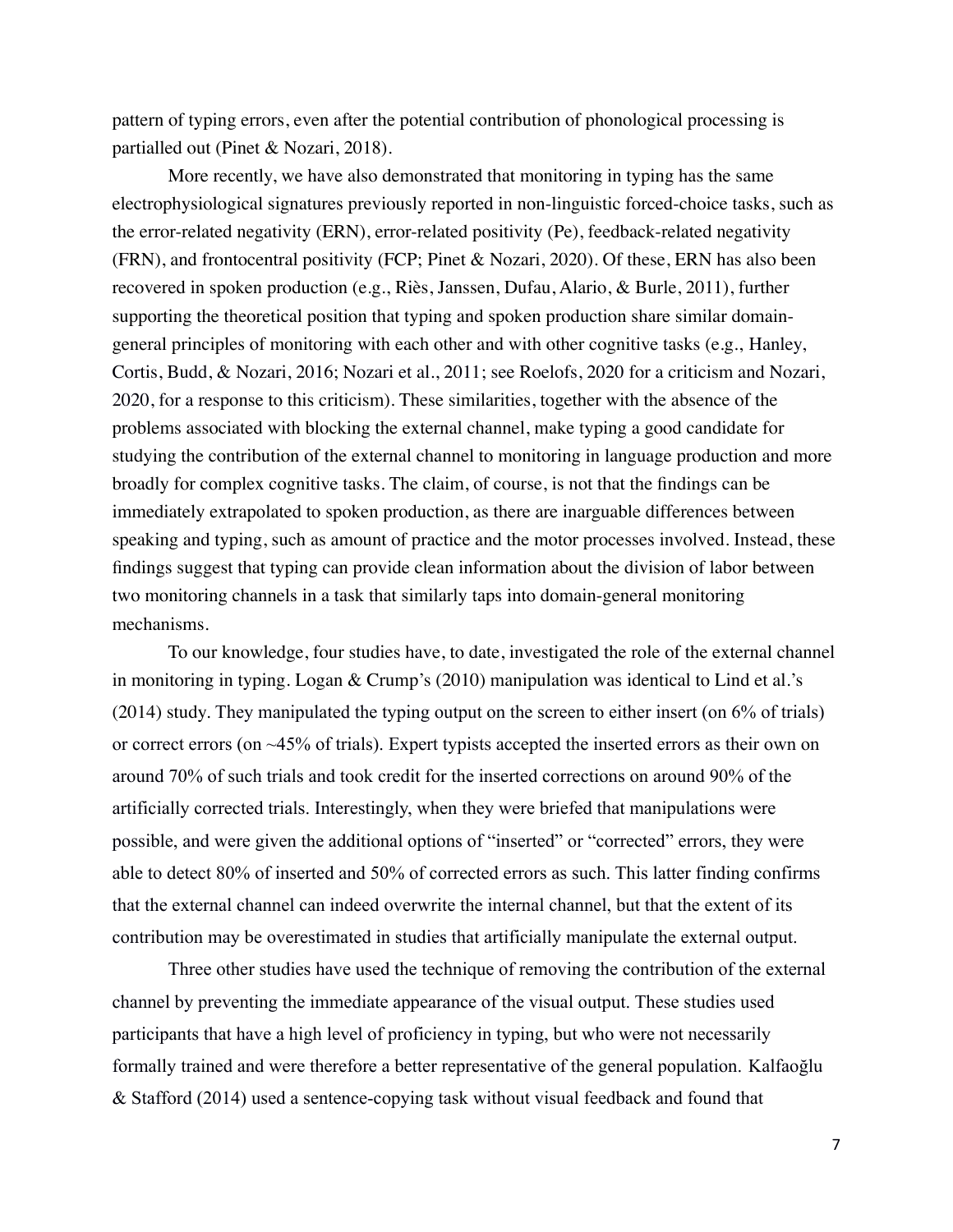pattern of typing errors, even after the potential contribution of phonological processing is partialled out (Pinet & Nozari, 2018).

More recently, we have also demonstrated that monitoring in typing has the same electrophysiological signatures previously reported in non-linguistic forced-choice tasks, such as the error-related negativity (ERN), error-related positivity (Pe), feedback-related negativity (FRN), and frontocentral positivity (FCP; Pinet & Nozari, 2020). Of these, ERN has also been recovered in spoken production (e.g., Riès, Janssen, Dufau, Alario, & Burle, 2011), further supporting the theoretical position that typing and spoken production share similar domain-general principles of monitoring with each other and with other cognitive tasks (e.g., Hanley, Cortis, Budd, & Nozari, 2016; Nozari et al., 2011; see Roelofs, 2020 for a criticism and Nozari, 2020, for a response to this criticism). These similarities, together with the absence of the problems associated with blocking the external channel, make typing a good candidate for studying the contribution of the external channel to monitoring in language production and more broadly for complex cognitive tasks. The claim, of course, is not that the findings can be immediately extrapolated to spoken production, as there are inarguable differences between speaking and typing, such as amount of practice and the motor processes involved. Instead, these findings suggest that typing can provide clean information about the division of labor between two monitoring channels in a task that similarly taps into domain-general monitoring mechanisms.

To our knowledge, four studies have, to date, investigated the role of the external channel in monitoring in typing. Logan & Crump's (2010) manipulation was identical to Lind et al.'s (2014) study. They manipulated the typing output on the screen to either insert (on 6% of trials) or correct errors (on ~45% of trials). Expert typists accepted the inserted errors as their own on around 70% of such trials and took credit for the inserted corrections on around 90% of the artificially corrected trials. Interestingly, when they were briefed that manipulations were possible, and were given the additional options of "inserted" or "corrected" errors, they were able to detect 80% of inserted and 50% of corrected errors as such. This latter finding confirms that the external channel can indeed overwrite the internal channel, but that the extent of its contribution may be overestimated in studies that artificially manipulate the external output.

Three other studies have used the technique of removing the contribution of the external channel by preventing the immediate appearance of the visual output. These studies used participants that have a high level of proficiency in typing, but who were not necessarily formally trained and were therefore a better representative of the general population. Kalfaoğlu & Stafford (2014) used a sentence-copying task without visual feedback and found that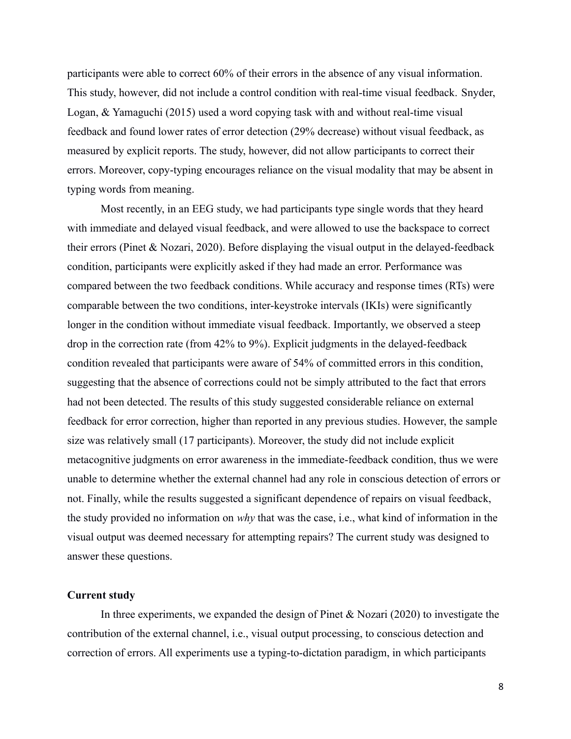participants were able to correct 60% of their errors in the absence of any visual information. This study, however, did not include a control condition with real-time visual feedback. Snyder, Logan, & Yamaguchi (2015) used a word copying task with and without real-time visual feedback and found lower rates of error detection (29% decrease) without visual feedback, as measured by explicit reports. The study, however, did not allow participants to correct their errors. Moreover, copy-typing encourages reliance on the visual modality that may be absent in typing words from meaning.

Most recently, in an EEG study, we had participants type single words that they heard with immediate and delayed visual feedback, and were allowed to use the backspace to correct their errors (Pinet & Nozari, 2020). Before displaying the visual output in the delayed-feedback condition, participants were explicitly asked if they had made an error. Performance was compared between the two feedback conditions. While accuracy and response times (RTs) were comparable between the two conditions, inter-keystroke intervals (IKIs) were significantly longer in the condition without immediate visual feedback. Importantly, we observed a steep drop in the correction rate (from 42% to 9%). Explicit judgments in the delayed-feedback condition revealed that participants were aware of 54% of committed errors in this condition, suggesting that the absence of corrections could not be simply attributed to the fact that errors had not been detected. The results of this study suggested considerable reliance on external feedback for error correction, higher than reported in any previous studies. However, the sample size was relatively small (17 participants). Moreover, the study did not include explicit metacognitive judgments on error awareness in the immediate-feedback condition, thus we were unable to determine whether the external channel had any role in conscious detection of errors or not. Finally, while the results suggested a significant dependence of repairs on visual feedback, the study provided no information on *why* that was the case, i.e., what kind of information in the visual output was deemed necessary for attempting repairs? The current study was designed to answer these questions.

**Current study**

In three experiments, we expanded the design of Pinet & Nozari (2020) to investigate the contribution of the external channel, i.e., visual output processing, to conscious detection and correction of errors. All experiments use a typing-to-dictation paradigm, in which participants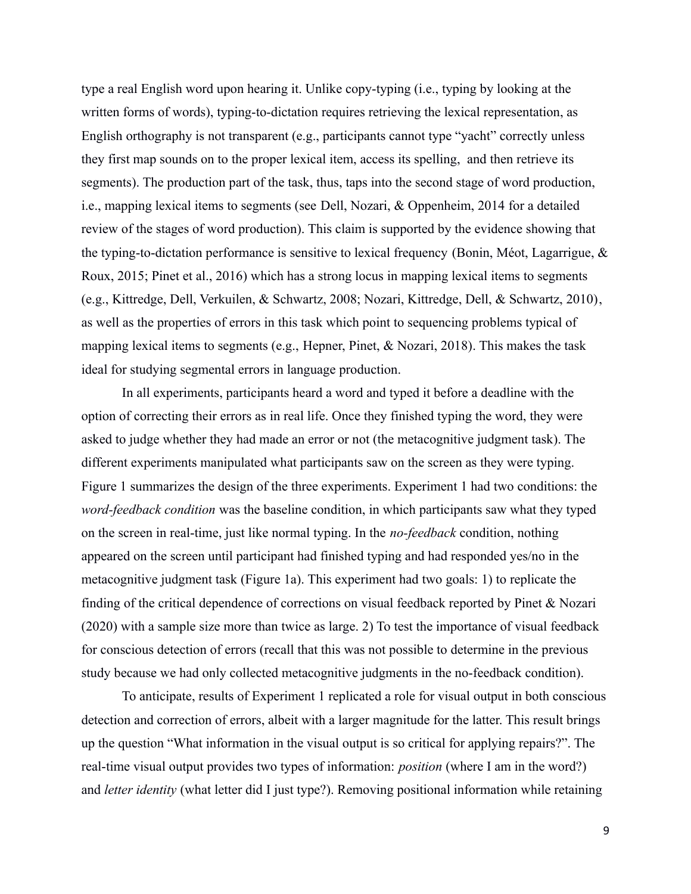type a real English word upon hearing it. Unlike copy-typing (i.e., typing by looking at the written forms of words), typing-to-dictation requires retrieving the lexical representation, as English orthography is not transparent (e.g., participants cannot type "yacht" correctly unless they first map sounds on to the proper lexical item, access its spelling, and then retrieve its segments). The production part of the task, thus, taps into the second stage of word production, i.e., mapping lexical items to segments (see Dell, Nozari, & Oppenheim, 2014 for a detailed review of the stages of word production). This claim is supported by the evidence showing that the typing-to-dictation performance is sensitive to lexical frequency (Bonin, Méot, Lagarrigue, & Roux, 2015; Pinet et al., 2016) which has a strong locus in mapping lexical items to segments (e.g., Kittredge, Dell, Verkuilen, & Schwartz, 2008; Nozari, Kittredge, Dell, & Schwartz, 2010), as well as the properties of errors in this task which point to sequencing problems typical of mapping lexical items to segments (e.g., Hepner, Pinet, & Nozari, 2018). This makes the task ideal for studying segmental errors in language production.

In all experiments, participants heard a word and typed it before a deadline with the option of correcting their errors as in real life. Once they finished typing the word, they were asked to judge whether they had made an error or not (the metacognitive judgment task). The different experiments manipulated what participants saw on the screen as they were typing. Figure 1 summarizes the design of the three experiments. Experiment 1 had two conditions: the *word-feedback condition* was the baseline condition, in which participants saw what they typed on the screen in real-time, just like normal typing. In the *no-feedback* condition, nothing appeared on the screen until participant had finished typing and had responded yes/no in the metacognitive judgment task (Figure 1a). This experiment had two goals: 1) to replicate the finding of the critical dependence of corrections on visual feedback reported by Pinet & Nozari (2020) with a sample size more than twice as large. 2) To test the importance of visual feedback for conscious detection of errors (recall that this was not possible to determine in the previous study because we had only collected metacognitive judgments in the no-feedback condition).

To anticipate, results of Experiment 1 replicated a role for visual output in both conscious detection and correction of errors, albeit with a larger magnitude for the latter. This result brings up the question "What information in the visual output is so critical for applying repairs?". The real-time visual output provides two types of information: *position* (where I am in the word?) and *letter identity* (what letter did I just type?). Removing positional information while retaining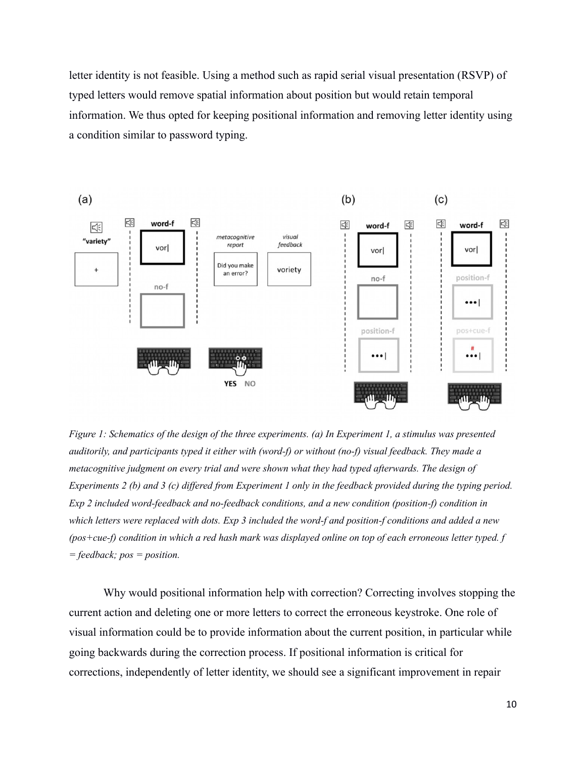letter identity is not feasible. Using a method such as rapid serial visual presentation (RSVP) of typed letters would remove spatial information about position but would retain temporal information. We thus opted for keeping positional information and removing letter identity using a condition similar to password typing.

*Figure 1: Schematics of the design of the three experiments. (a) In Experiment 1, a stimulus was presented auditorily, and participants typed it either with (word-f) or without (no-f) visual feedback. They made a metacognitive judgment on every trial and were shown what they had typed afterwards. The design of Experiments 2 (b) and 3 (c) differed from Experiment 1 only in the feedback provided during the typing period. Exp 2 included word-feedback and no-feedback conditions, and a new condition (position-f) condition in which letters were replaced with dots. Exp 3 included the word-f and position-f conditions and added a new (pos+cue-f) condition in which a red hash mark was displayed online on top of each erroneous letter typed. f = feedback; pos = position.*

Why would positional information help with correction? Correcting involves stopping the current action and deleting one or more letters to correct the erroneous keystroke. One role of visual information could be to provide information about the current position, in particular while going backwards during the correction process. If positional information is critical for corrections, independently of letter identity, we should see a significant improvement in repair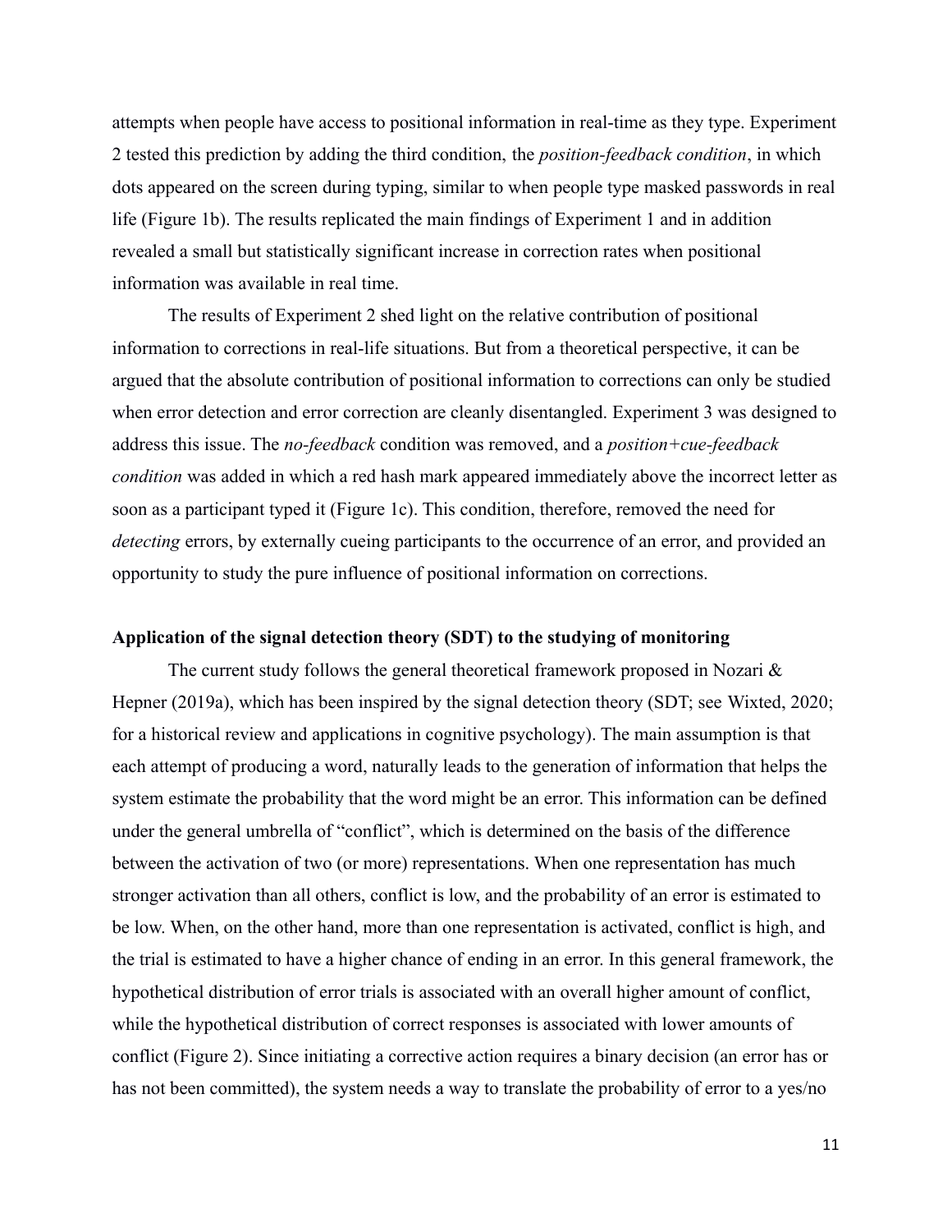attempts when people have access to positional information in real-time as they type. Experiment 2 tested this prediction by adding the third condition, the *position-feedback condition*, in which dots appeared on the screen during typing, similar to when people type masked passwords in real life (Figure 1b). The results replicated the main findings of Experiment 1 and in addition revealed a small but statistically significant increase in correction rates when positional information was available in real time.

The results of Experiment 2 shed light on the relative contribution of positional information to corrections in real-life situations. But from a theoretical perspective, it can be argued that the absolute contribution of positional information to corrections can only be studied when error detection and error correction are cleanly disentangled. Experiment 3 was designed to address this issue. The *no-feedback* condition was removed, and a *position+cue-feedback condition* was added in which a red hash mark appeared immediately above the incorrect letter as soon as a participant typed it (Figure 1c). This condition, therefore, removed the need for *detecting* errors, by externally cueing participants to the occurrence of an error, and provided an opportunity to study the pure influence of positional information on corrections.

**Application of the signal detection theory (SDT) to the studying of monitoring**

The current study follows the general theoretical framework proposed in Nozari & Hepner (2019a), which has been inspired by the signal detection theory (SDT; see Wixted, 2020; for a historical review and applications in cognitive psychology). The main assumption is that each attempt of producing a word, naturally leads to the generation of information that helps the system estimate the probability that the word might be an error. This information can be defined under the general umbrella of "conflict", which is determined on the basis of the difference between the activation of two (or more) representations. When one representation has much stronger activation than all others, conflict is low, and the probability of an error is estimated to be low. When, on the other hand, more than one representation is activated, conflict is high, and the trial is estimated to have a higher chance of ending in an error. In this general framework, the hypothetical distribution of error trials is associated with an overall higher amount of conflict, while the hypothetical distribution of correct responses is associated with lower amounts of conflict (Figure 2). Since initiating a corrective action requires a binary decision (an error has or has not been committed), the system needs a way to translate the probability of error to a yes/no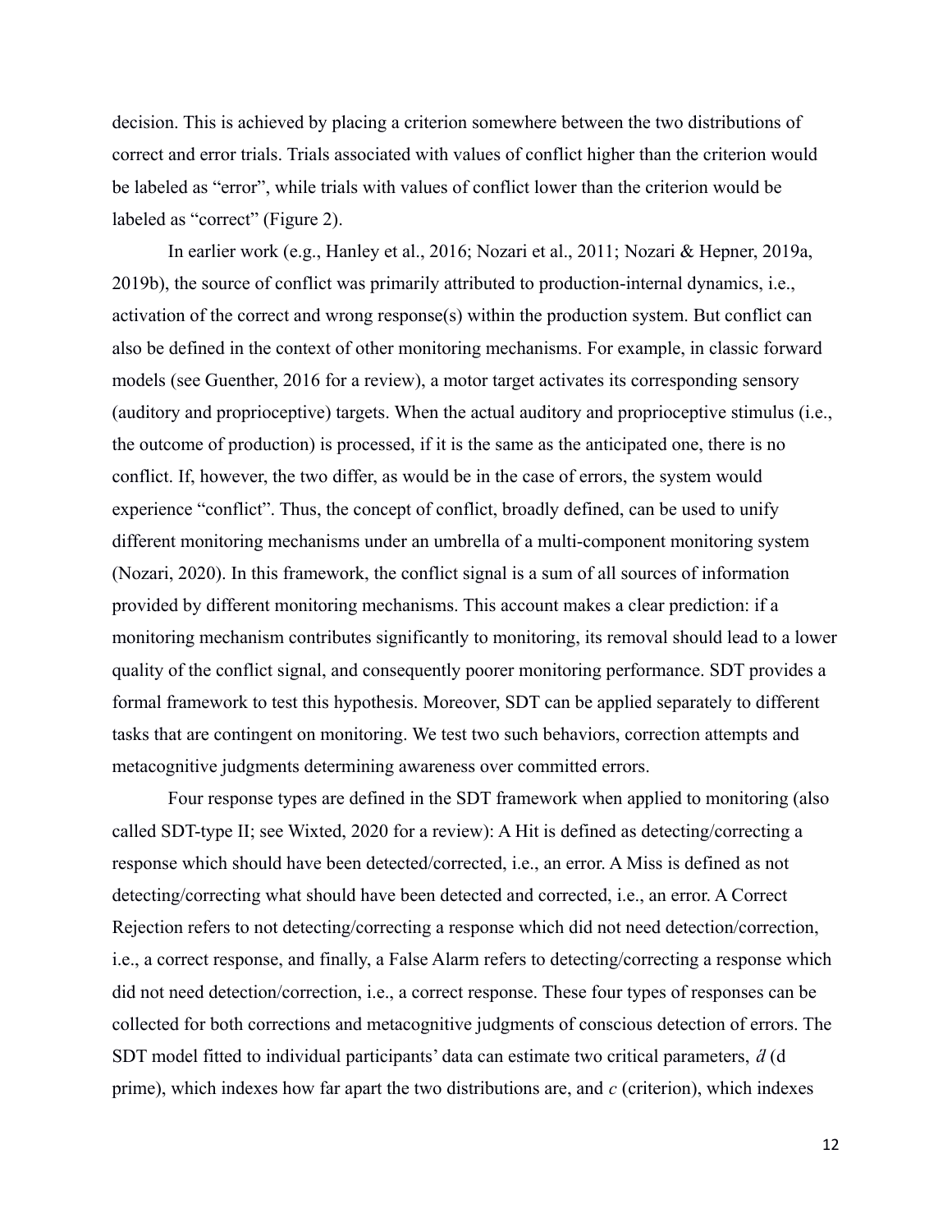decision. This is achieved by placing a criterion somewhere between the two distributions of correct and error trials. Trials associated with values of conflict higher than the criterion would be labeled as "error", while trials with values of conflict lower than the criterion would be labeled as "correct" (Figure 2).

In earlier work (e.g., Hanley et al., 2016; Nozari et al., 2011; Nozari & Hepner, 2019a, 2019b), the source of conflict was primarily attributed to production-internal dynamics, i.e., activation of the correct and wrong response(s) within the production system. But conflict can also be defined in the context of other monitoring mechanisms. For example, in classic forward models (see Guenther, 2016 for a review), a motor target activates its corresponding sensory (auditory and proprioceptive) targets. When the actual auditory and proprioceptive stimulus (i.e., the outcome of production) is processed, if it is the same as the anticipated one, there is no conflict. If, however, the two differ, as would be in the case of errors, the system would experience "conflict". Thus, the concept of conflict, broadly defined, can be used to unify different monitoring mechanisms under an umbrella of a multi-component monitoring system (Nozari, 2020). In this framework, the conflict signal is a sum of all sources of information provided by different monitoring mechanisms. This account makes a clear prediction: if a monitoring mechanism contributes significantly to monitoring, its removal should lead to a lower quality of the conflict signal, and consequently poorer monitoring performance. SDT provides a formal framework to test this hypothesis. Moreover, SDT can be applied separately to different tasks that are contingent on monitoring. We test two such behaviors, correction attempts and metacognitive judgments determining awareness over committed errors.

Four response types are defined in the SDT framework when applied to monitoring (also called SDT-type II; see Wixted, 2020 for a review): A Hit is defined as detecting/correcting a response which should have been detected/corrected, i.e., an error. A Miss is defined as not detecting/correcting what should have been detected and corrected, i.e., an error. A Correct Rejection refers to not detecting/correcting a response which did not need detection/correction, i.e., a correct response, and finally, a False Alarm refers to detecting/correcting a response which did not need detection/correction, i.e., a correct response. These four types of responses can be collected for both corrections and metacognitive judgments of conscious detection of errors. The SDT model fitted to individual participants' data can estimate two critical parameters, $d'$ (d prime), which indexes how far apart the two distributions are, and $c$ (criterion), which indexes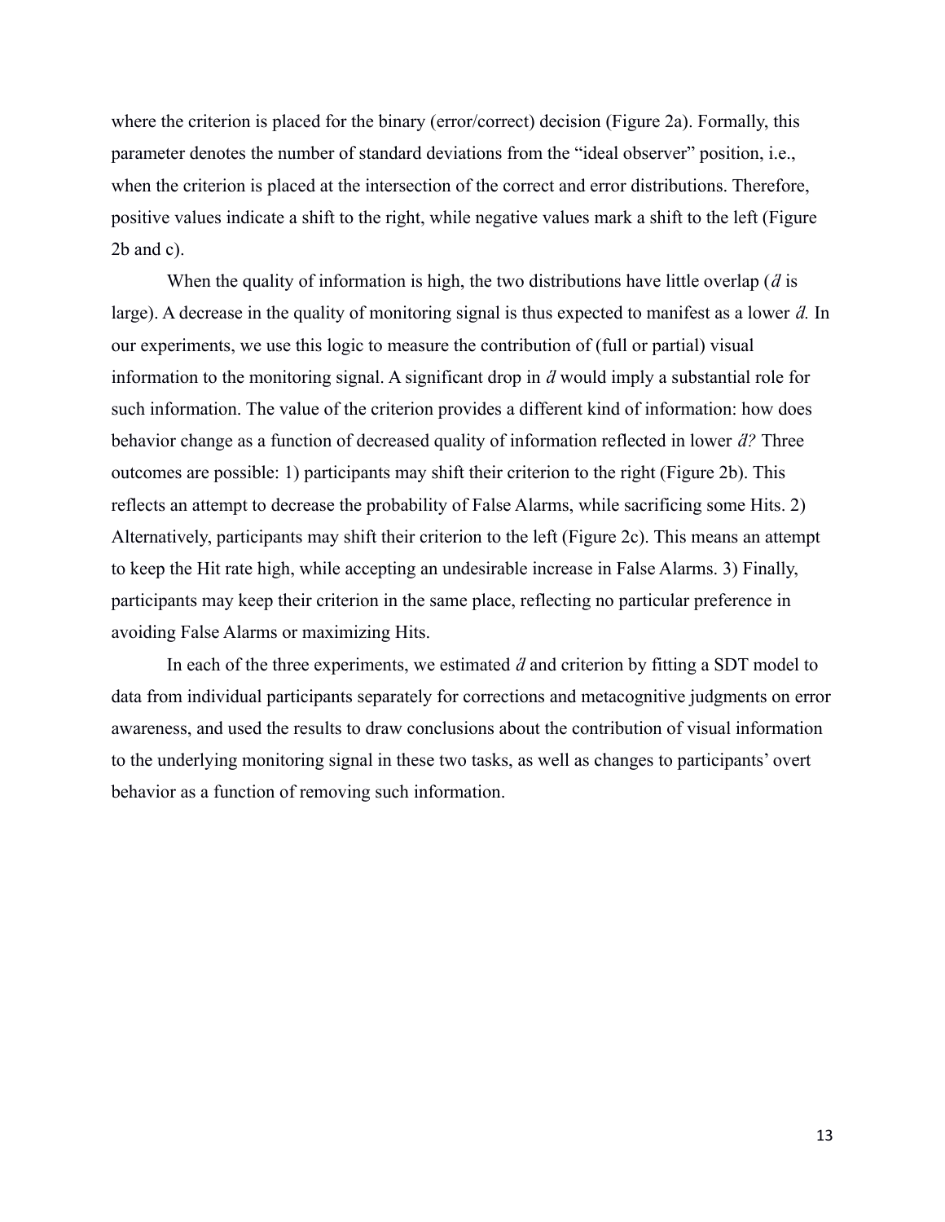where the criterion is placed for the binary (error/correct) decision (Figure 2a). Formally, this parameter denotes the number of standard deviations from the "ideal observer" position, i.e., when the criterion is placed at the intersection of the correct and error distributions. Therefore, positive values indicate a shift to the right, while negative values mark a shift to the left (Figure 2b and c).

When the quality of information is high, the two distributions have little overlap ($d'$ is large). A decrease in the quality of monitoring signal is thus expected to manifest as a lower $d'$. In our experiments, we use this logic to measure the contribution of (full or partial) visual information to the monitoring signal. A significant drop in $d'$ would imply a substantial role for such information. The value of the criterion provides a different kind of information: how does behavior change as a function of decreased quality of information reflected in lower $d'$? Three outcomes are possible: 1) participants may shift their criterion to the right (Figure 2b). This reflects an attempt to decrease the probability of False Alarms, while sacrificing some Hits. 2) Alternatively, participants may shift their criterion to the left (Figure 2c). This means an attempt to keep the Hit rate high, while accepting an undesirable increase in False Alarms. 3) Finally, participants may keep their criterion in the same place, reflecting no particular preference in avoiding False Alarms or maximizing Hits.

In each of the three experiments, we estimated $d'$ and criterion by fitting a SDT model to data from individual participants separately for corrections and metacognitive judgments on error awareness, and used the results to draw conclusions about the contribution of visual information to the underlying monitoring signal in these two tasks, as well as changes to participants' overt behavior as a function of removing such information.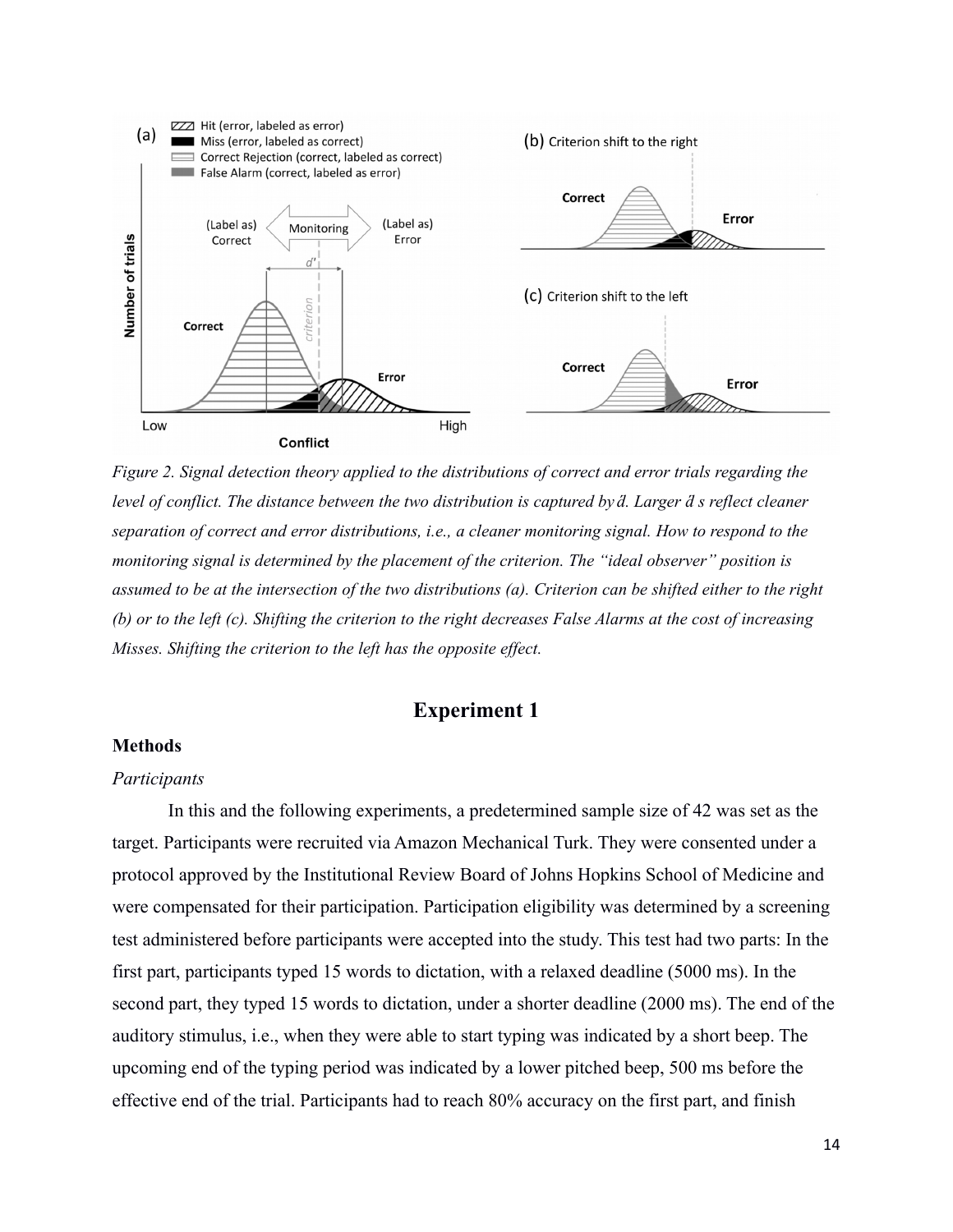*Figure 2. Signal detection theory applied to the distributions of correct and error trials regarding the level of conflict. The distance between the two distribution is captured by d́. Larger d́ s reflect cleaner separation of correct and error distributions, i.e., a cleaner monitoring signal. How to respond to the monitoring signal is determined by the placement of the criterion. The "ideal observer" position is assumed to be at the intersection of the two distributions (a). Criterion can be shifted either to the right (b) or to the left (c). Shifting the criterion to the right decreases False Alarms at the cost of increasing Misses. Shifting the criterion to the left has the opposite effect.*

## Experiment 1

### Methods

*Participants*

In this and the following experiments, a predetermined sample size of 42 was set as the target. Participants were recruited via Amazon Mechanical Turk. They were consented under a protocol approved by the Institutional Review Board of Johns Hopkins School of Medicine and were compensated for their participation. Participation eligibility was determined by a screening test administered before participants were accepted into the study. This test had two parts: In the first part, participants typed 15 words to dictation, with a relaxed deadline (5000 ms). In the second part, they typed 15 words to dictation, under a shorter deadline (2000 ms). The end of the auditory stimulus, i.e., when they were able to start typing was indicated by a short beep. The upcoming end of the typing period was indicated by a lower pitched beep, 500 ms before the effective end of the trial. Participants had to reach 80% accuracy on the first part, and finish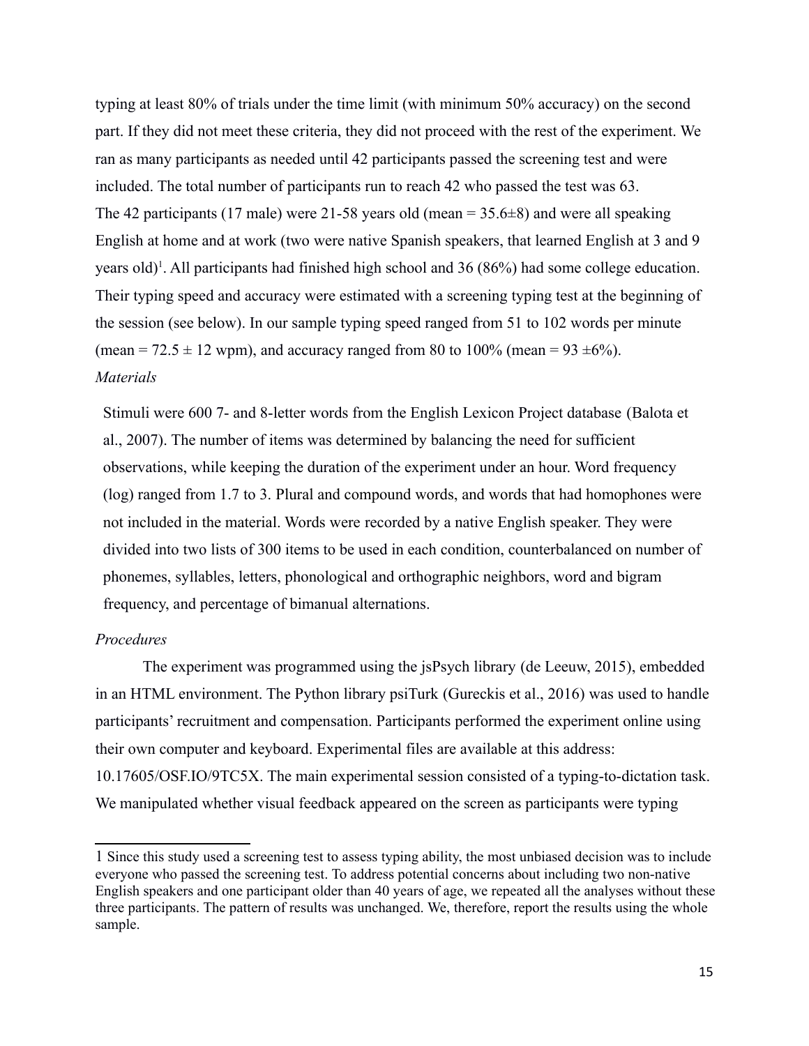typing at least 80% of trials under the time limit (with minimum 50% accuracy) on the second part. If they did not meet these criteria, they did not proceed with the rest of the experiment. We ran as many participants as needed until 42 participants passed the screening test and were included. The total number of participants run to reach 42 who passed the test was 63.

The 42 participants (17 male) were 21-58 years old (mean = 35.6±8) and were all speaking English at home and at work (two were native Spanish speakers, that learned English at 3 and 9 years old)[1]. All participants had finished high school and 36 (86%) had some college education. Their typing speed and accuracy were estimated with a screening typing test at the beginning of the session (see below). In our sample typing speed ranged from 51 to 102 words per minute (mean = 72.5 ± 12 wpm), and accuracy ranged from 80 to 100% (mean = 93 ±6%).

*Materials*

Stimuli were 600 7- and 8-letter words from the English Lexicon Project database (Balota et al., 2007). The number of items was determined by balancing the need for sufficient observations, while keeping the duration of the experiment under an hour. Word frequency (log) ranged from 1.7 to 3. Plural and compound words, and words that had homophones were not included in the material. Words were recorded by a native English speaker. They were divided into two lists of 300 items to be used in each condition, counterbalanced on number of phonemes, syllables, letters, phonological and orthographic neighbors, word and bigram frequency, and percentage of bimanual alternations.

*Procedures*

The experiment was programmed using the jsPsych library (de Leeuw, 2015), embedded in an HTML environment. The Python library psiTurk (Gureckis et al., 2016) was used to handle participants' recruitment and compensation. Participants performed the experiment online using their own computer and keyboard. Experimental files are available at this address: 10.17605/OSF.IO/9TC5X. The main experimental session consisted of a typing-to-dictation task. We manipulated whether visual feedback appeared on the screen as participants were typing

---

[1] Since this study used a screening test to assess typing ability, the most unbiased decision was to include everyone who passed the screening test. To address potential concerns about including two non-native English speakers and one participant older than 40 years of age, we repeated all the analyses without these three participants. The pattern of results was unchanged. We, therefore, report the results using the whole sample.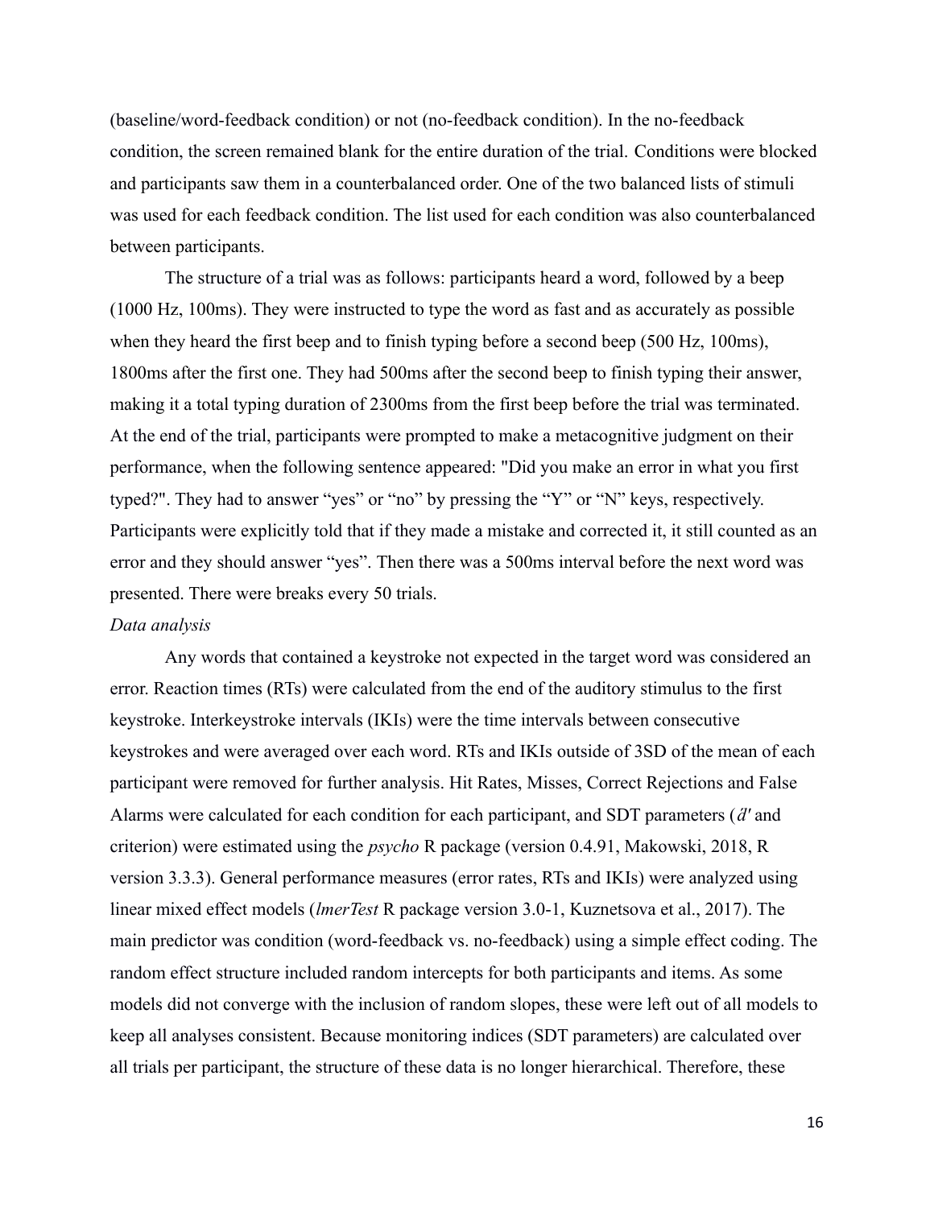(baseline/word-feedback condition) or not (no-feedback condition). In the no-feedback condition, the screen remained blank for the entire duration of the trial. Conditions were blocked and participants saw them in a counterbalanced order. One of the two balanced lists of stimuli was used for each feedback condition. The list used for each condition was also counterbalanced between participants.

The structure of a trial was as follows: participants heard a word, followed by a beep (1000 Hz, 100ms). They were instructed to type the word as fast and as accurately as possible when they heard the first beep and to finish typing before a second beep (500 Hz, 100ms), 1800ms after the first one. They had 500ms after the second beep to finish typing their answer, making it a total typing duration of 2300ms from the first beep before the trial was terminated. At the end of the trial, participants were prompted to make a metacognitive judgment on their performance, when the following sentence appeared: "Did you make an error in what you first typed?". They had to answer "yes" or "no" by pressing the "Y" or "N" keys, respectively. Participants were explicitly told that if they made a mistake and corrected it, it still counted as an error and they should answer "yes". Then there was a 500ms interval before the next word was presented. There were breaks every 50 trials.

*Data analysis*

Any words that contained a keystroke not expected in the target word was considered an error. Reaction times (RTs) were calculated from the end of the auditory stimulus to the first keystroke. Interkeystroke intervals (IKIs) were the time intervals between consecutive keystrokes and were averaged over each word. RTs and IKIs outside of 3SD of the mean of each participant were removed for further analysis. Hit Rates, Misses, Correct Rejections and False Alarms were calculated for each condition for each participant, and SDT parameters ($d'$ and criterion) were estimated using the *psycho* R package (version 0.4.91, Makowski, 2018, R version 3.3.3). General performance measures (error rates, RTs and IKIs) were analyzed using linear mixed effect models (*lmerTest* R package version 3.0-1, Kuznetsova et al., 2017). The main predictor was condition (word-feedback vs. no-feedback) using a simple effect coding. The random effect structure included random intercepts for both participants and items. As some models did not converge with the inclusion of random slopes, these were left out of all models to keep all analyses consistent. Because monitoring indices (SDT parameters) are calculated over all trials per participant, the structure of these data is no longer hierarchical. Therefore, these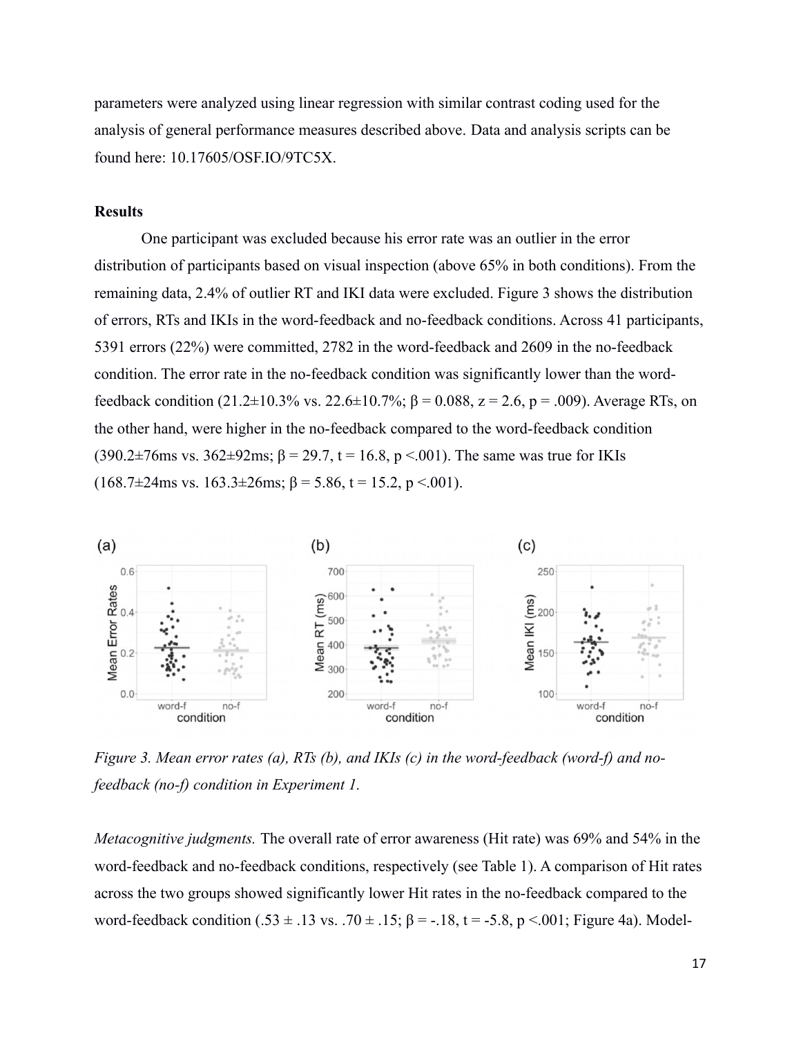parameters were analyzed using linear regression with similar contrast coding used for the analysis of general performance measures described above. Data and analysis scripts can be found here: 10.17605/OSF.IO/9TC5X.

## Results

One participant was excluded because his error rate was an outlier in the error distribution of participants based on visual inspection (above 65% in both conditions). From the remaining data, 2.4% of outlier RT and IKI data were excluded. Figure 3 shows the distribution of errors, RTs and IKIs in the word-feedback and no-feedback conditions. Across 41 participants, 5391 errors (22%) were committed, 2782 in the word-feedback and 2609 in the no-feedback condition. The error rate in the no-feedback condition was significantly lower than the word-feedback condition (21.2±10.3% vs. 22.6±10.7%; $\beta = 0.088$, $z = 2.6$, $p = .009$). Average RTs, on the other hand, were higher in the no-feedback compared to the word-feedback condition (390.2±76ms vs. 362±92ms; $\beta = 29.7$, $t = 16.8$, $p < .001$). The same was true for IKIs (168.7±24ms vs. 163.3±26ms; $\beta = 5.86$, $t = 15.2$, $p < .001$).

*Figure 3. Mean error rates (a), RTs (b), and IKIs (c) in the word-feedback (word-f) and no-feedback (no-f) condition in Experiment 1.*

*Metacognitive judgments.* The overall rate of error awareness (Hit rate) was 69% and 54% in the word-feedback and no-feedback conditions, respectively (see Table 1). A comparison of Hit rates across the two groups showed significantly lower Hit rates in the no-feedback compared to the word-feedback condition (.53 ± .13 vs. .70 ± .15; $\beta = -.18$, $t = -5.8$, $p < .001$; Figure 4a). Model-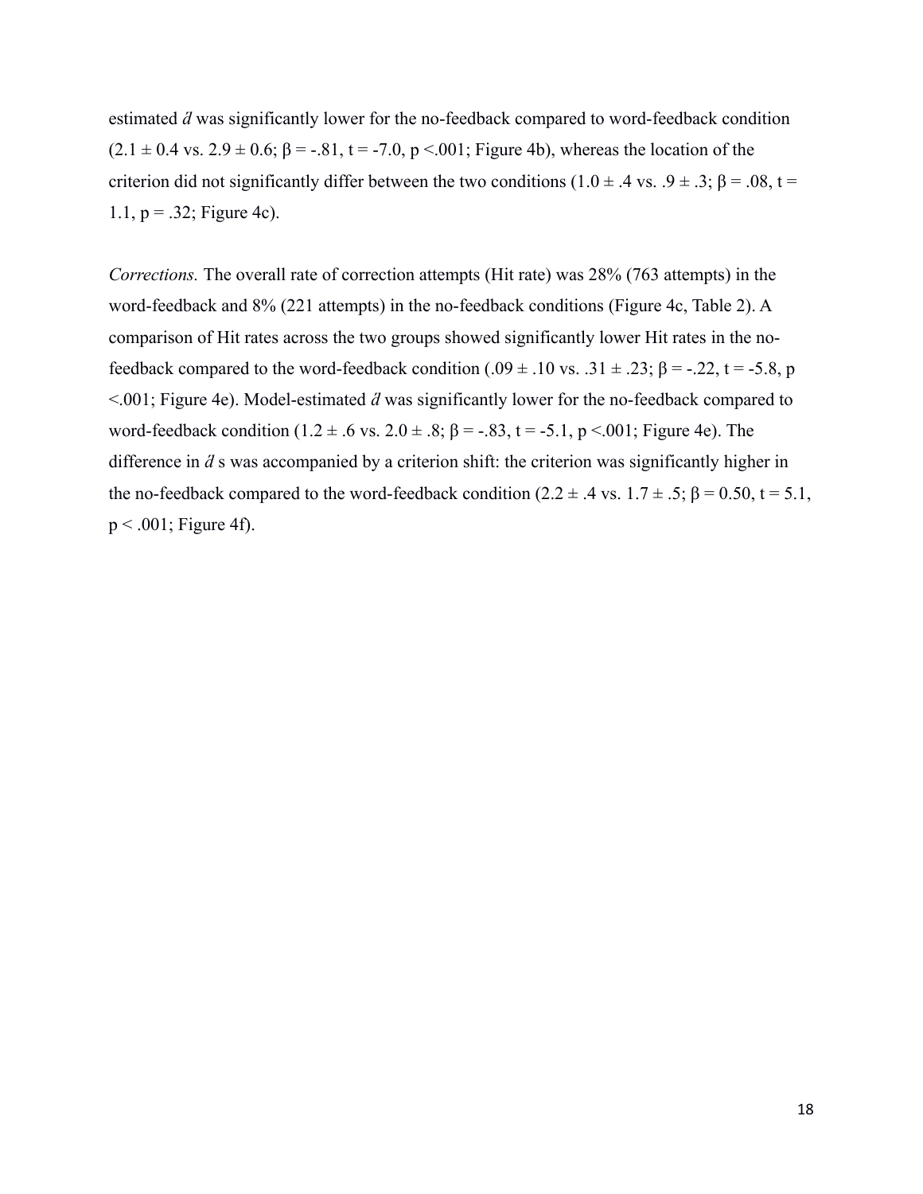estimated $d'$ was significantly lower for the no-feedback compared to word-feedback condition ($2.1 \pm 0.4$ vs. $2.9 \pm 0.6$; $\beta = -.81$, $t = -7.0$, $p <.001$; Figure 4b), whereas the location of the criterion did not significantly differ between the two conditions ($1.0 \pm .4$ vs. $.9 \pm .3$; $\beta = .08$, $t = 1.1$, $p = .32$; Figure 4c).

*Corrections.* The overall rate of correction attempts (Hit rate) was 28% (763 attempts) in the word-feedback and 8% (221 attempts) in the no-feedback conditions (Figure 4c, Table 2). A comparison of Hit rates across the two groups showed significantly lower Hit rates in the no-feedback compared to the word-feedback condition ($.09 \pm .10$ vs. $.31 \pm .23$; $\beta = -.22$, $t = -5.8$, $p <.001$; Figure 4e). Model-estimated $d'$ was significantly lower for the no-feedback compared to word-feedback condition ($1.2 \pm .6$ vs. $2.0 \pm .8$; $\beta = -.83$, $t = -5.1$, $p <.001$; Figure 4e). The difference in $d'$ s was accompanied by a criterion shift: the criterion was significantly higher in the no-feedback compared to the word-feedback condition ($2.2 \pm .4$ vs. $1.7 \pm .5$; $\beta = 0.50$, $t = 5.1$, $p < .001$; Figure 4f).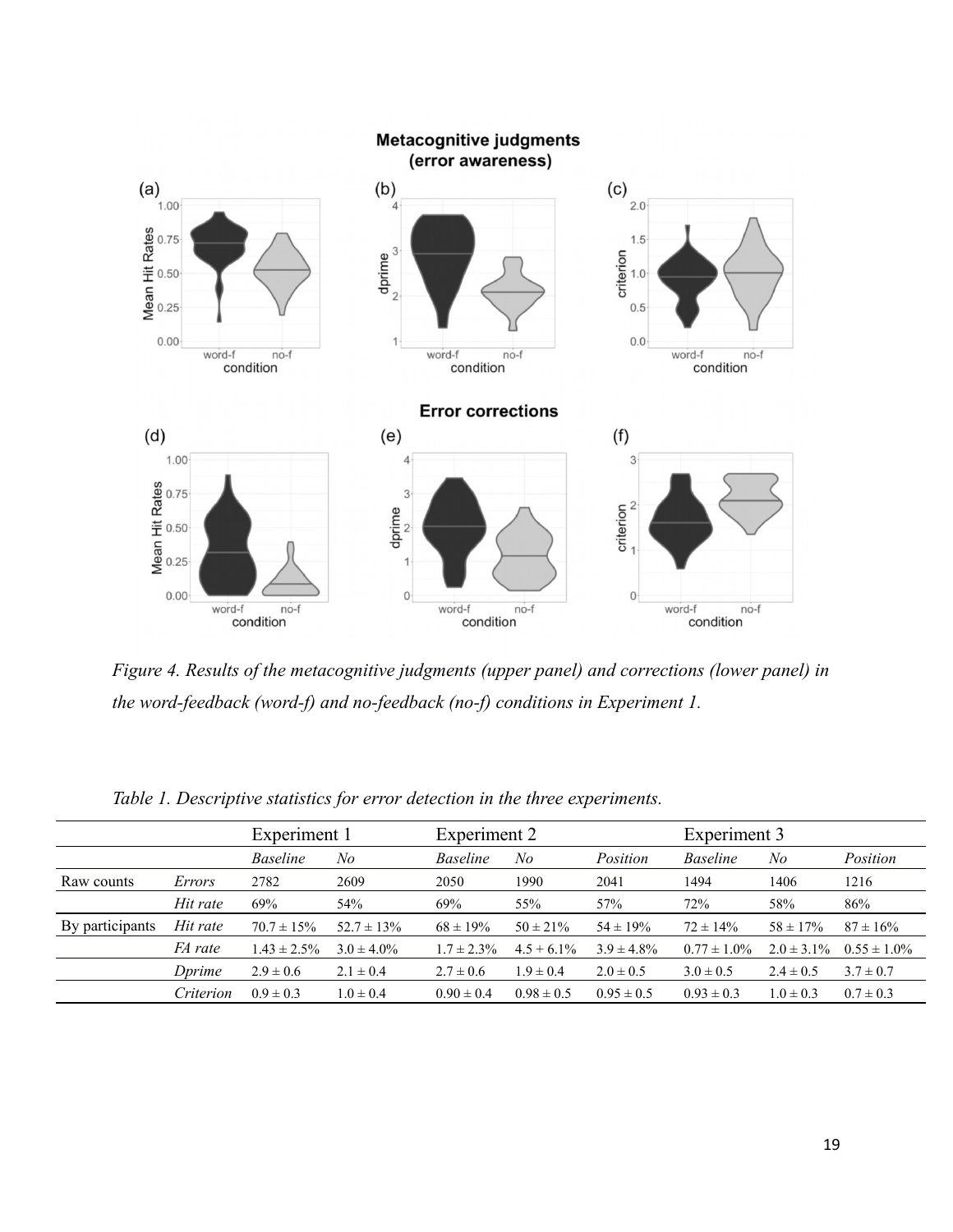*Figure 4. Results of the metacognitive judgments (upper panel) and corrections (lower panel) in the word-feedback (word-f) and no-feedback (no-f) conditions in Experiment 1.*

*Table 1. Descriptive statistics for error detection in the three experiments.*

| | | Experiment 1 | | Experiment 2 | | | Experiment 3 | | |
|---|---|---|---|---|---|---|---|---|---|
| | | *Baseline* | *No* | *Baseline* | *No* | *Position* | *Baseline* | *No* | *Position* |
| Raw counts | *Errors* | 2782 | 2609 | 2050 | 1990 | 2041 | 1494 | 1406 | 1216 |
| | *Hit rate* | 69% | 54% | 69% | 55% | 57% | 72% | 58% | 86% |
| By participants | *Hit rate* | 70.7 ± 15% | 52.7 ± 13% | 68 ± 19% | 50 ± 21% | 54 ± 19% | 72 ± 14% | 58 ± 17% | 87 ± 16% |
| | *FA rate* | 1.43 ± 2.5% | 3.0 ± 4.0% | 1.7 ± 2.3% | 4.5 + 6.1% | 3.9 ± 4.8% | 0.77 ± 1.0% | 2.0 ± 3.1% | 0.55 ± 1.0% |
| | *Dprime* | 2.9 ± 0.6 | 2.1 ± 0.4 | 2.7 ± 0.6 | 1.9 ± 0.4 | 2.0 ± 0.5 | 3.0 ± 0.5 | 2.4 ± 0.5 | 3.7 ± 0.7 |
| | *Criterion* | 0.9 ± 0.3 | 1.0 ± 0.4 | 0.90 ± 0.4 | 0.98 ± 0.5 | 0.95 ± 0.5 | 0.93 ± 0.3 | 1.0 ± 0.3 | 0.7 ± 0.3 |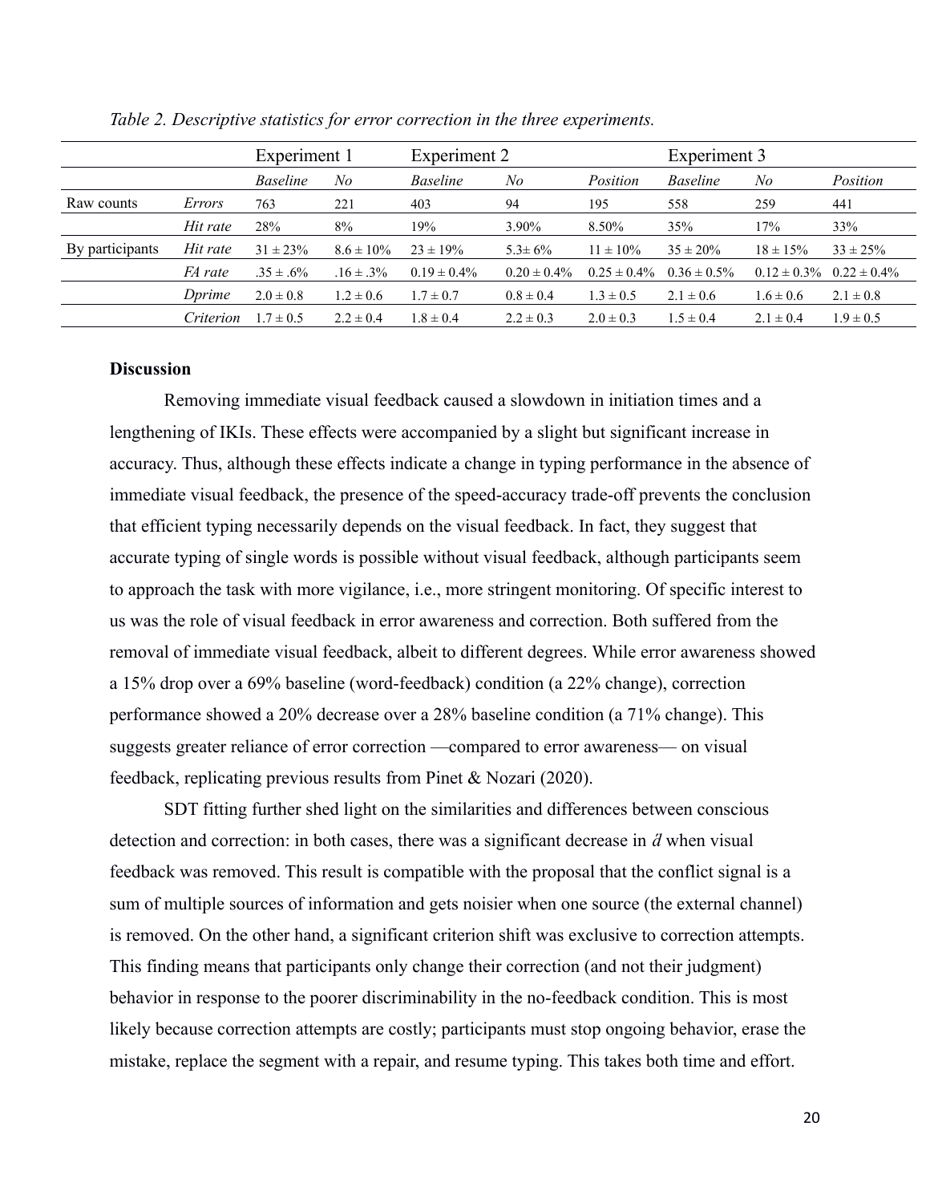*Table 2. Descriptive statistics for error correction in the three experiments.*

| | | Experiment 1 | | Experiment 2 | | | Experiment 3 | | |
|---|---|---|---|---|---|---|---|---|---|
| | | *Baseline* | *No* | *Baseline* | *No* | *Position* | *Baseline* | *No* | *Position* |
| Raw counts | *Errors* | 763 | 221 | 403 | 94 | 195 | 558 | 259 | 441 |
| | *Hit rate* | 28% | 8% | 19% | 3.90% | 8.50% | 35% | 17% | 33% |
| By participants | *Hit rate* | 31 ± 23% | 8.6 ± 10% | 23 ± 19% | 5.3± 6% | 11 ± 10% | 35 ± 20% | 18 ± 15% | 33 ± 25% |
| | *FA rate* | .35 ± .6% | .16 ± .3% | 0.19 ± 0.4% | 0.20 ± 0.4% | 0.25 ± 0.4% | 0.36 ± 0.5% | 0.12 ± 0.3% | 0.22 ± 0.4% |
| | *Dprime* | 2.0 ± 0.8 | 1.2 ± 0.6 | 1.7 ± 0.7 | 0.8 ± 0.4 | 1.3 ± 0.5 | 2.1 ± 0.6 | 1.6 ± 0.6 | 2.1 ± 0.8 |
| | *Criterion* | 1.7 ± 0.5 | 2.2 ± 0.4 | 1.8 ± 0.4 | 2.2 ± 0.3 | 2.0 ± 0.3 | 1.5 ± 0.4 | 2.1 ± 0.4 | 1.9 ± 0.5 |

**Discussion**

Removing immediate visual feedback caused a slowdown in initiation times and a lengthening of IKIs. These effects were accompanied by a slight but significant increase in accuracy. Thus, although these effects indicate a change in typing performance in the absence of immediate visual feedback, the presence of the speed-accuracy trade-off prevents the conclusion that efficient typing necessarily depends on the visual feedback. In fact, they suggest that accurate typing of single words is possible without visual feedback, although participants seem to approach the task with more vigilance, i.e., more stringent monitoring. Of specific interest to us was the role of visual feedback in error awareness and correction. Both suffered from the removal of immediate visual feedback, albeit to different degrees. While error awareness showed a 15% drop over a 69% baseline (word-feedback) condition (a 22% change), correction performance showed a 20% decrease over a 28% baseline condition (a 71% change). This suggests greater reliance of error correction —compared to error awareness— on visual feedback, replicating previous results from Pinet & Nozari (2020).

SDT fitting further shed light on the similarities and differences between conscious detection and correction: in both cases, there was a significant decrease in $d'$ when visual feedback was removed. This result is compatible with the proposal that the conflict signal is a sum of multiple sources of information and gets noisier when one source (the external channel) is removed. On the other hand, a significant criterion shift was exclusive to correction attempts. This finding means that participants only change their correction (and not their judgment) behavior in response to the poorer discriminability in the no-feedback condition. This is most likely because correction attempts are costly; participants must stop ongoing behavior, erase the mistake, replace the segment with a repair, and resume typing. This takes both time and effort.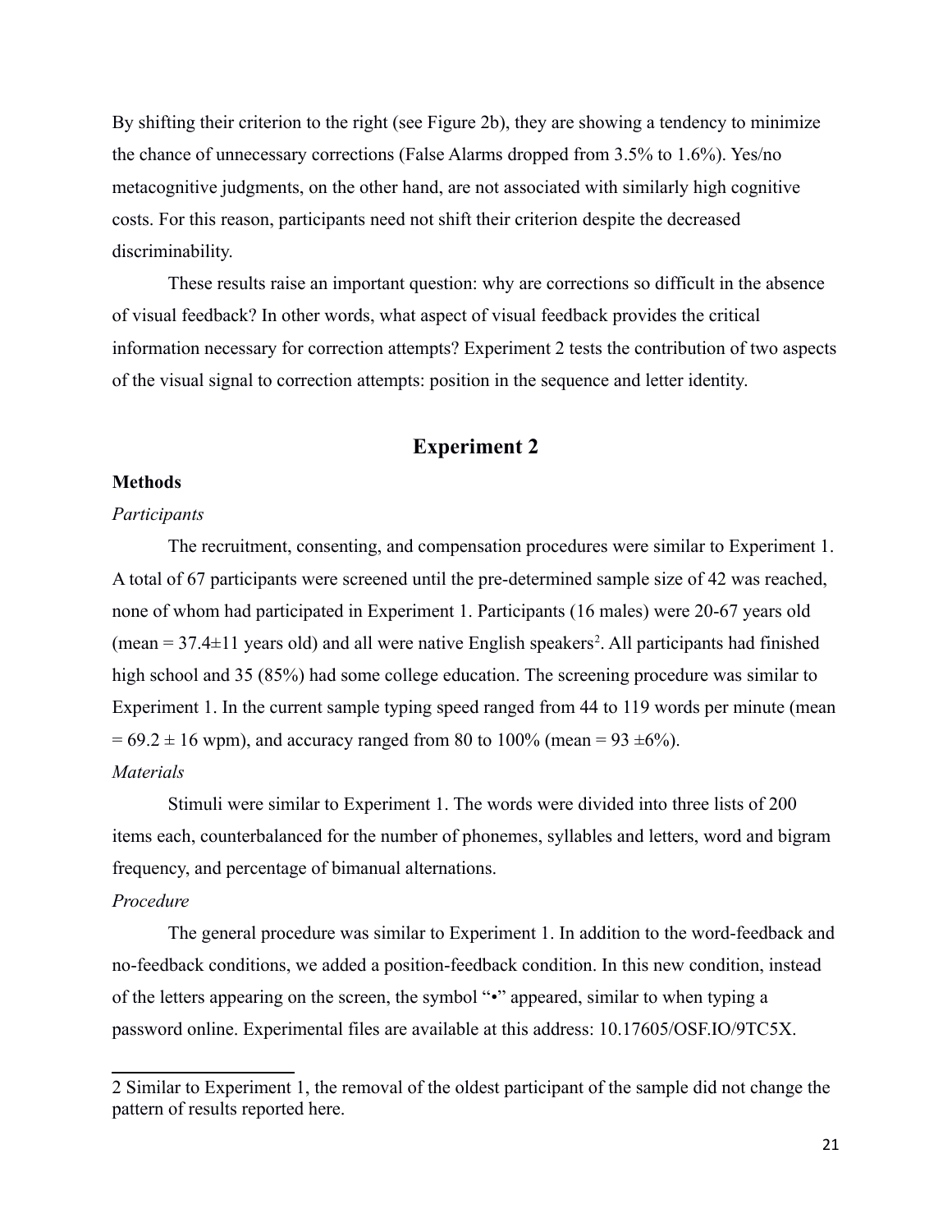By shifting their criterion to the right (see Figure 2b), they are showing a tendency to minimize the chance of unnecessary corrections (False Alarms dropped from 3.5% to 1.6%). Yes/no metacognitive judgments, on the other hand, are not associated with similarly high cognitive costs. For this reason, participants need not shift their criterion despite the decreased discriminability.

These results raise an important question: why are corrections so difficult in the absence of visual feedback? In other words, what aspect of visual feedback provides the critical information necessary for correction attempts? Experiment 2 tests the contribution of two aspects of the visual signal to correction attempts: position in the sequence and letter identity.

## Experiment 2

### Methods

*Participants*

The recruitment, consenting, and compensation procedures were similar to Experiment 1. A total of 67 participants were screened until the pre-determined sample size of 42 was reached, none of whom had participated in Experiment 1. Participants (16 males) were 20-67 years old (mean = 37.4±11 years old) and all were native English speakers[2]. All participants had finished high school and 35 (85%) had some college education. The screening procedure was similar to Experiment 1. In the current sample typing speed ranged from 44 to 119 words per minute (mean = 69.2 ± 16 wpm), and accuracy ranged from 80 to 100% (mean = 93 ±6%).

*Materials*

Stimuli were similar to Experiment 1. The words were divided into three lists of 200 items each, counterbalanced for the number of phonemes, syllables and letters, word and bigram frequency, and percentage of bimanual alternations.

*Procedure*

The general procedure was similar to Experiment 1. In addition to the word-feedback and no-feedback conditions, we added a position-feedback condition. In this new condition, instead of the letters appearing on the screen, the symbol "•" appeared, similar to when typing a password online. Experimental files are available at this address: 10.17605/OSF.IO/9TC5X.

---

2 Similar to Experiment 1, the removal of the oldest participant of the sample did not change the pattern of results reported here.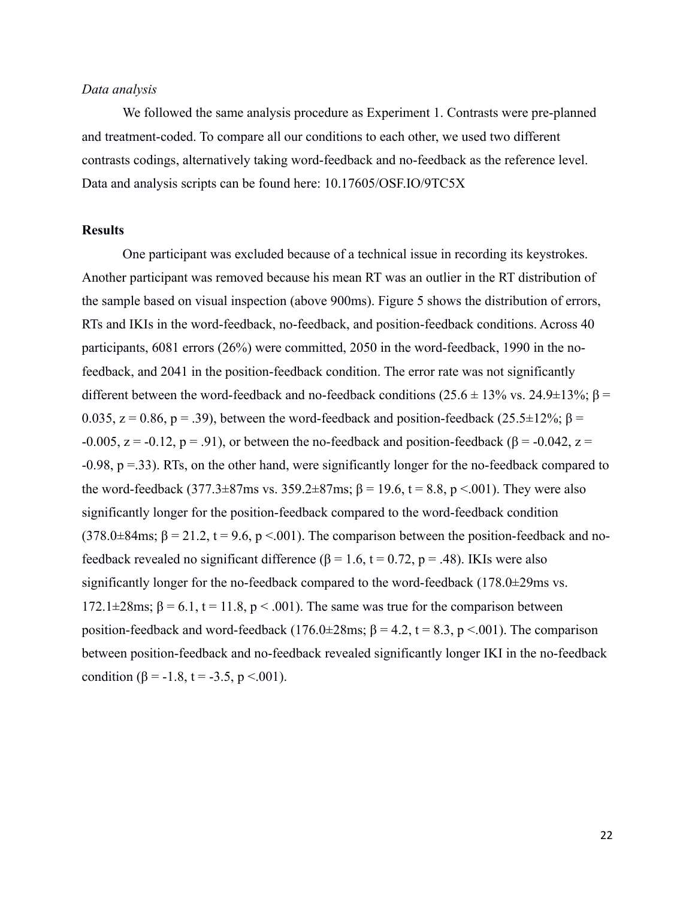*Data analysis*

We followed the same analysis procedure as Experiment 1. Contrasts were pre-planned and treatment-coded. To compare all our conditions to each other, we used two different contrasts codings, alternatively taking word-feedback and no-feedback as the reference level. Data and analysis scripts can be found here: 10.17605/OSF.IO/9TC5X

**Results**

One participant was excluded because of a technical issue in recording its keystrokes. Another participant was removed because his mean RT was an outlier in the RT distribution of the sample based on visual inspection (above 900ms). Figure 5 shows the distribution of errors, RTs and IKIs in the word-feedback, no-feedback, and position-feedback conditions. Across 40 participants, 6081 errors (26%) were committed, 2050 in the word-feedback, 1990 in the no-feedback, and 2041 in the position-feedback condition. The error rate was not significantly different between the word-feedback and no-feedback conditions (25.6 ± 13% vs. 24.9±13%; $\beta$ = 0.035, z = 0.86, p = .39), between the word-feedback and position-feedback (25.5±12%; $\beta$ = -0.005, z = -0.12, p = .91), or between the no-feedback and position-feedback ($\beta$ = -0.042, z = -0.98, p =.33). RTs, on the other hand, were significantly longer for the no-feedback compared to the word-feedback (377.3±87ms vs. 359.2±87ms; $\beta$ = 19.6, t = 8.8, p <.001). They were also significantly longer for the position-feedback compared to the word-feedback condition (378.0±84ms; $\beta$ = 21.2, t = 9.6, p <.001). The comparison between the position-feedback and no-feedback revealed no significant difference ($\beta$ = 1.6, t = 0.72, p = .48). IKIs were also significantly longer for the no-feedback compared to the word-feedback (178.0±29ms vs. 172.1±28ms; $\beta$ = 6.1, t = 11.8, p < .001). The same was true for the comparison between position-feedback and word-feedback (176.0±28ms; $\beta$ = 4.2, t = 8.3, p <.001). The comparison between position-feedback and no-feedback revealed significantly longer IKI in the no-feedback condition ($\beta$ = -1.8, t = -3.5, p <.001).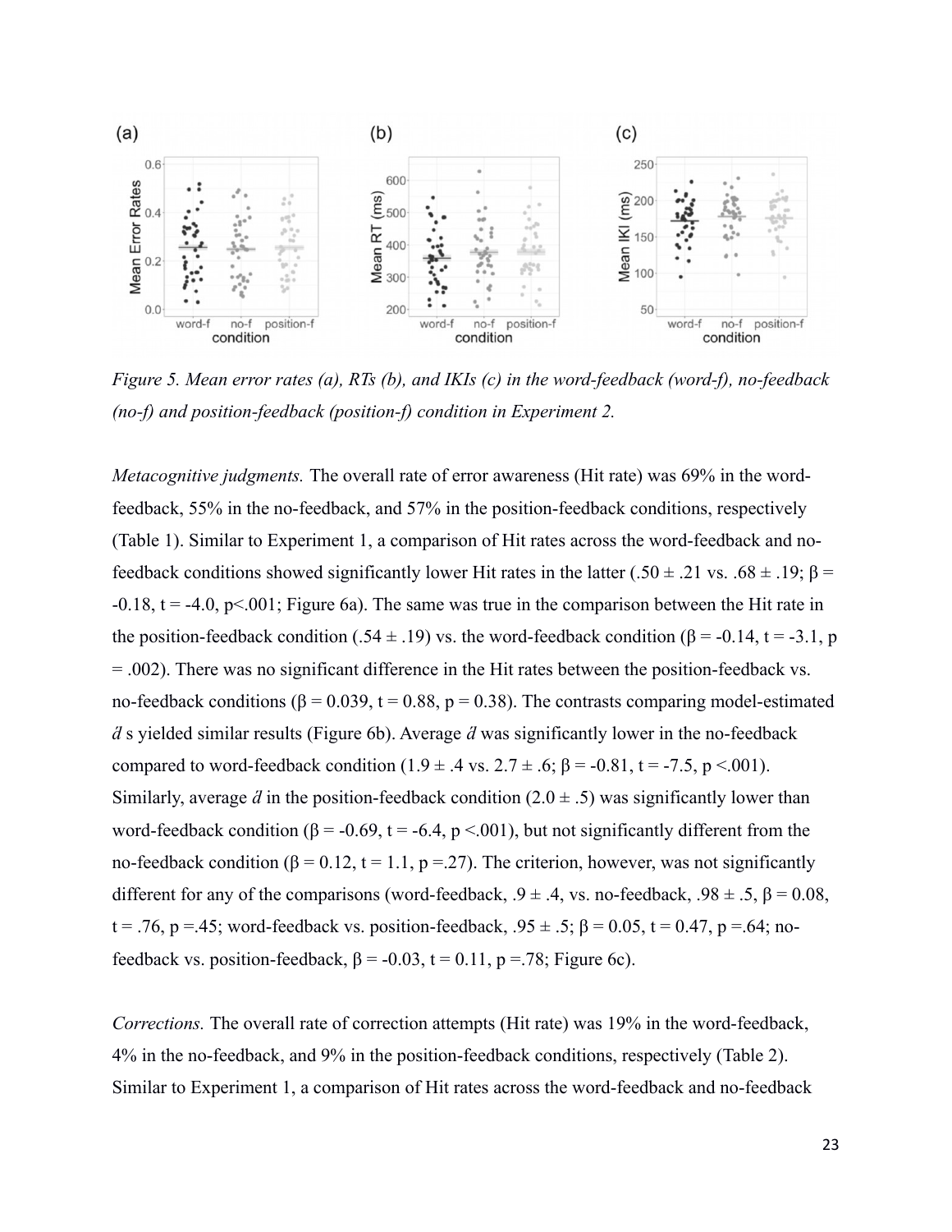*Figure 5. Mean error rates (a), RTs (b), and IKIs (c) in the word-feedback (word-f), no-feedback (no-f) and position-feedback (position-f) condition in Experiment 2.*

*Metacognitive judgments.* The overall rate of error awareness (Hit rate) was 69% in the word-feedback, 55% in the no-feedback, and 57% in the position-feedback conditions, respectively (Table 1). Similar to Experiment 1, a comparison of Hit rates across the word-feedback and no-feedback conditions showed significantly lower Hit rates in the latter (.50 ± .21 vs. .68 ± .19; $\beta$ = -0.18, t = -4.0, p<.001; Figure 6a). The same was true in the comparison between the Hit rate in the position-feedback condition (.54 ± .19) vs. the word-feedback condition ($\beta$ = -0.14, t = -3.1, p = .002). There was no significant difference in the Hit rates between the position-feedback vs. no-feedback conditions ($\beta$ = 0.039, t = 0.88, p = 0.38). The contrasts comparing model-estimated $d'$ s yielded similar results (Figure 6b). Average $d'$ was significantly lower in the no-feedback compared to word-feedback condition (1.9 ± .4 vs. 2.7 ± .6; $\beta$ = -0.81, t = -7.5, p <.001). Similarly, average $d'$ in the position-feedback condition (2.0 ± .5) was significantly lower than word-feedback condition ($\beta$ = -0.69, t = -6.4, p <.001), but not significantly different from the no-feedback condition ($\beta$ = 0.12, t = 1.1, p =.27). The criterion, however, was not significantly different for any of the comparisons (word-feedback, .9 ± .4, vs. no-feedback, .98 ± .5, $\beta$ = 0.08, t = .76, p =.45; word-feedback vs. position-feedback, .95 ± .5; $\beta$ = 0.05, t = 0.47, p =.64; no-feedback vs. position-feedback, $\beta$ = -0.03, t = 0.11, p =.78; Figure 6c).

*Corrections.* The overall rate of correction attempts (Hit rate) was 19% in the word-feedback, 4% in the no-feedback, and 9% in the position-feedback conditions, respectively (Table 2). Similar to Experiment 1, a comparison of Hit rates across the word-feedback and no-feedback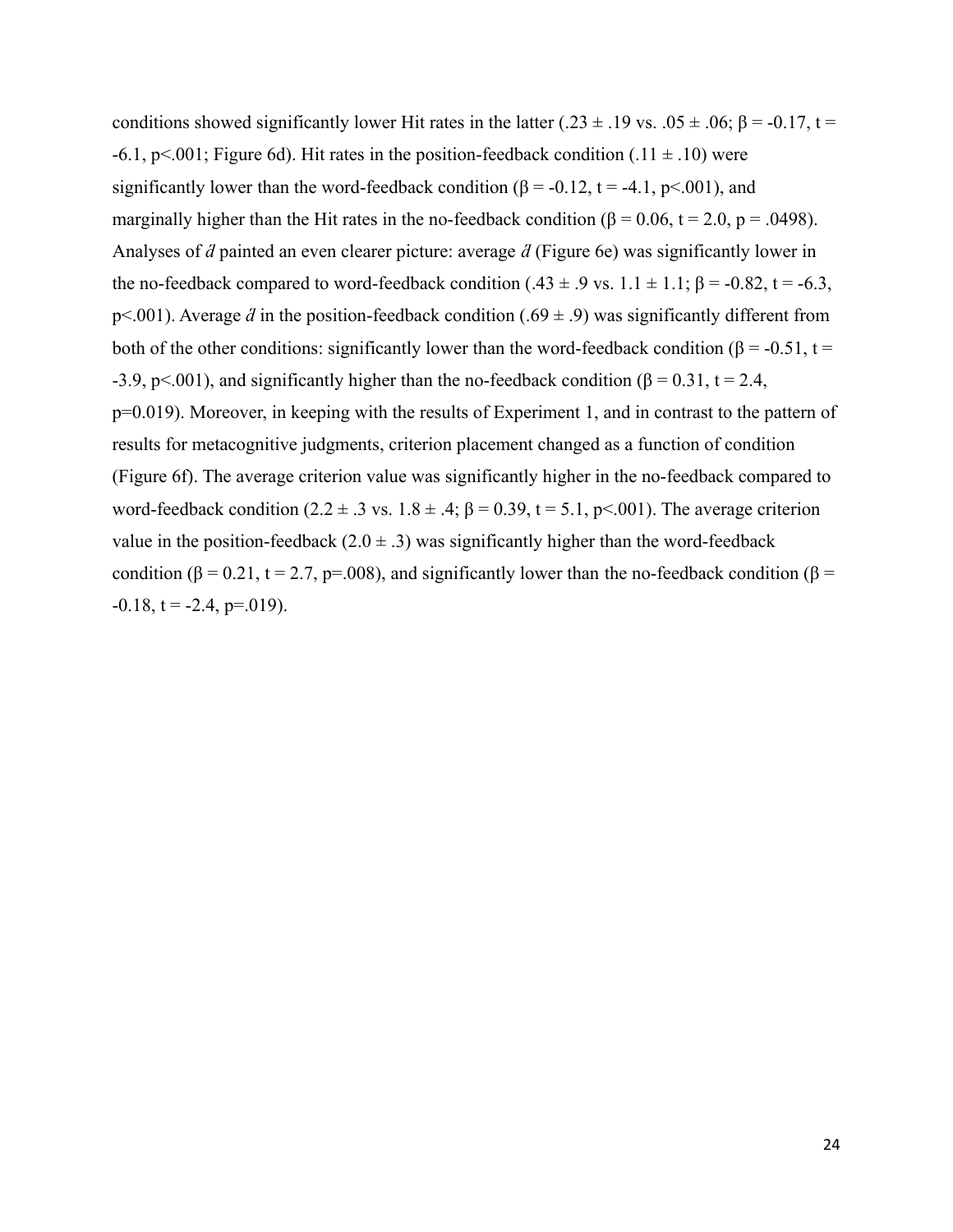conditions showed significantly lower Hit rates in the latter (.23 ± .19 vs. .05 ± .06; $\beta = -0.17$, $t = -6.1$, $p<.001$; Figure 6d). Hit rates in the position-feedback condition (.11 ± .10) were significantly lower than the word-feedback condition ($\beta = -0.12$, $t = -4.1$, $p<.001$), and marginally higher than the Hit rates in the no-feedback condition ($\beta = 0.06$, $t = 2.0$, $p = .0498$). Analyses of $d'$ painted an even clearer picture: average $d'$ (Figure 6e) was significantly lower in the no-feedback compared to word-feedback condition (.43 ± .9 vs. 1.1 ± 1.1; $\beta = -0.82$, $t = -6.3$, $p<.001$). Average $d'$ in the position-feedback condition (.69 ± .9) was significantly different from both of the other conditions: significantly lower than the word-feedback condition ($\beta = -0.51$, $t = -3.9$, $p<.001$), and significantly higher than the no-feedback condition ($\beta = 0.31$, $t = 2.4$, $p=0.019$). Moreover, in keeping with the results of Experiment 1, and in contrast to the pattern of results for metacognitive judgments, criterion placement changed as a function of condition (Figure 6f). The average criterion value was significantly higher in the no-feedback compared to word-feedback condition (2.2 ± .3 vs. 1.8 ± .4; $\beta = 0.39$, $t = 5.1$, $p<.001$). The average criterion value in the position-feedback (2.0 ± .3) was significantly higher than the word-feedback condition ($\beta = 0.21$, $t = 2.7$, $p=.008$), and significantly lower than the no-feedback condition ($\beta = -0.18$, $t = -2.4$, $p=.019$).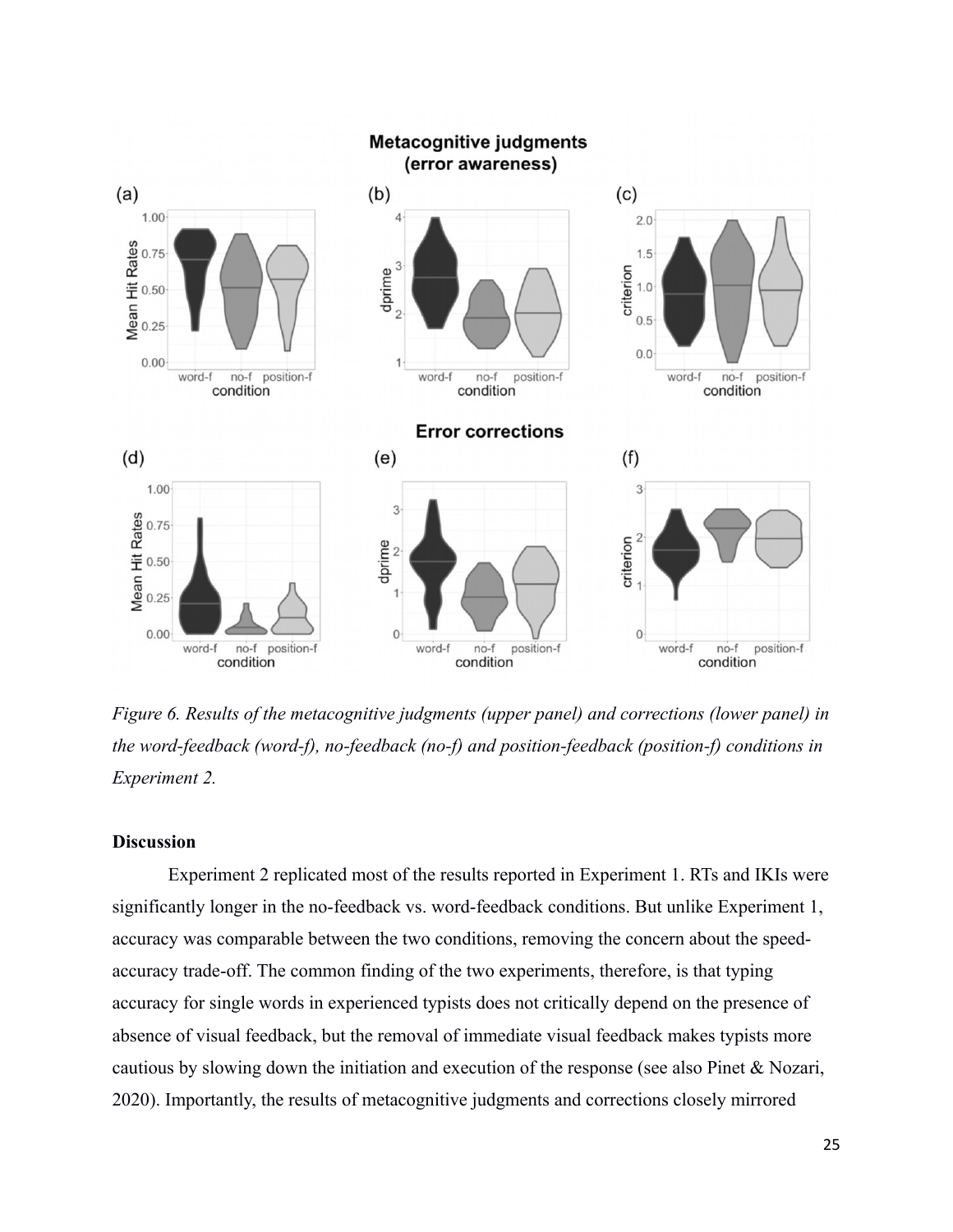*Figure 6. Results of the metacognitive judgments (upper panel) and corrections (lower panel) in the word-feedback (word-f), no-feedback (no-f) and position-feedback (position-f) conditions in Experiment 2.*

**Discussion**

Experiment 2 replicated most of the results reported in Experiment 1. RTs and IKIs were significantly longer in the no-feedback vs. word-feedback conditions. But unlike Experiment 1, accuracy was comparable between the two conditions, removing the concern about the speed-accuracy trade-off. The common finding of the two experiments, therefore, is that typing accuracy for single words in experienced typists does not critically depend on the presence of absence of visual feedback, but the removal of immediate visual feedback makes typists more cautious by slowing down the initiation and execution of the response (see also Pinet & Nozari, 2020). Importantly, the results of metacognitive judgments and corrections closely mirrored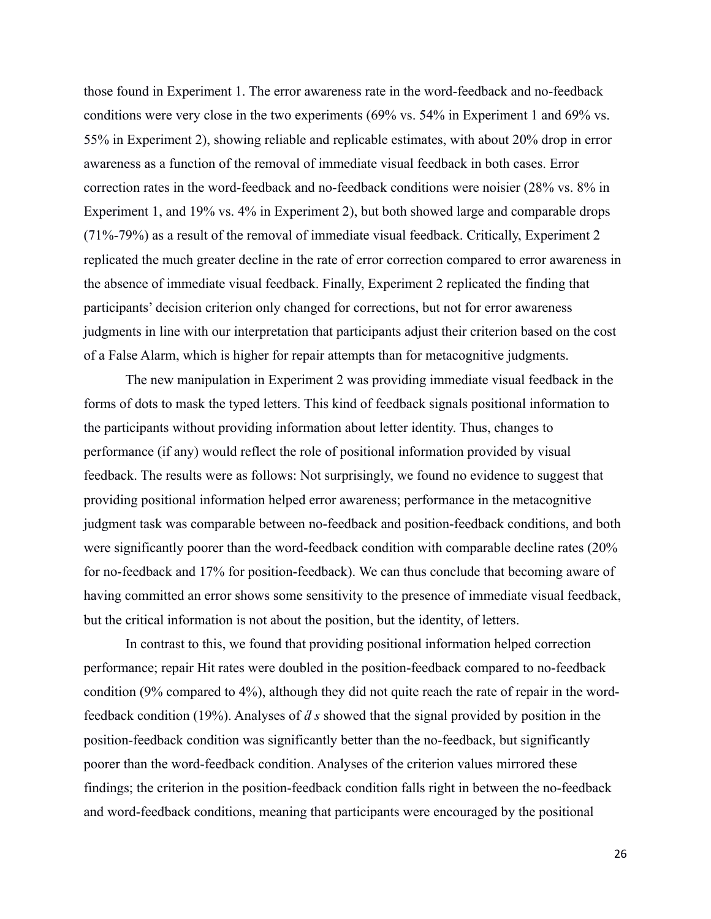those found in Experiment 1. The error awareness rate in the word-feedback and no-feedback conditions were very close in the two experiments (69% vs. 54% in Experiment 1 and 69% vs. 55% in Experiment 2), showing reliable and replicable estimates, with about 20% drop in error awareness as a function of the removal of immediate visual feedback in both cases. Error correction rates in the word-feedback and no-feedback conditions were noisier (28% vs. 8% in Experiment 1, and 19% vs. 4% in Experiment 2), but both showed large and comparable drops (71%-79%) as a result of the removal of immediate visual feedback. Critically, Experiment 2 replicated the much greater decline in the rate of error correction compared to error awareness in the absence of immediate visual feedback. Finally, Experiment 2 replicated the finding that participants' decision criterion only changed for corrections, but not for error awareness judgments in line with our interpretation that participants adjust their criterion based on the cost of a False Alarm, which is higher for repair attempts than for metacognitive judgments.

The new manipulation in Experiment 2 was providing immediate visual feedback in the forms of dots to mask the typed letters. This kind of feedback signals positional information to the participants without providing information about letter identity. Thus, changes to performance (if any) would reflect the role of positional information provided by visual feedback. The results were as follows: Not surprisingly, we found no evidence to suggest that providing positional information helped error awareness; performance in the metacognitive judgment task was comparable between no-feedback and position-feedback conditions, and both were significantly poorer than the word-feedback condition with comparable decline rates (20% for no-feedback and 17% for position-feedback). We can thus conclude that becoming aware of having committed an error shows some sensitivity to the presence of immediate visual feedback, but the critical information is not about the position, but the identity, of letters.

In contrast to this, we found that providing positional information helped correction performance; repair Hit rates were doubled in the position-feedback compared to no-feedback condition (9% compared to 4%), although they did not quite reach the rate of repair in the word-feedback condition (19%). Analyses of *d' s* showed that the signal provided by position in the position-feedback condition was significantly better than the no-feedback, but significantly poorer than the word-feedback condition. Analyses of the criterion values mirrored these findings; the criterion in the position-feedback condition falls right in between the no-feedback and word-feedback conditions, meaning that participants were encouraged by the positional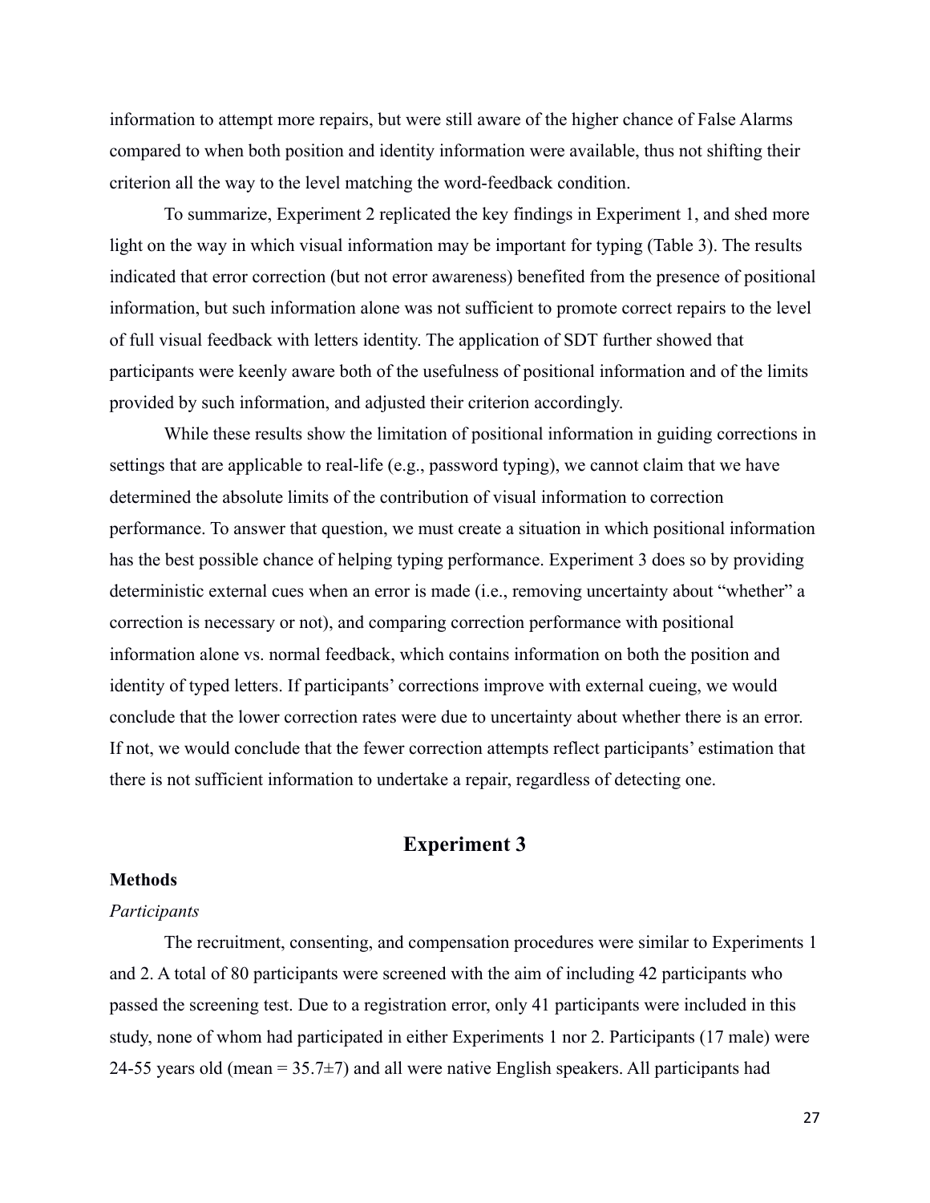information to attempt more repairs, but were still aware of the higher chance of False Alarms compared to when both position and identity information were available, thus not shifting their criterion all the way to the level matching the word-feedback condition.

To summarize, Experiment 2 replicated the key findings in Experiment 1, and shed more light on the way in which visual information may be important for typing (Table 3). The results indicated that error correction (but not error awareness) benefited from the presence of positional information, but such information alone was not sufficient to promote correct repairs to the level of full visual feedback with letters identity. The application of SDT further showed that participants were keenly aware both of the usefulness of positional information and of the limits provided by such information, and adjusted their criterion accordingly.

While these results show the limitation of positional information in guiding corrections in settings that are applicable to real-life (e.g., password typing), we cannot claim that we have determined the absolute limits of the contribution of visual information to correction performance. To answer that question, we must create a situation in which positional information has the best possible chance of helping typing performance. Experiment 3 does so by providing deterministic external cues when an error is made (i.e., removing uncertainty about "whether" a correction is necessary or not), and comparing correction performance with positional information alone vs. normal feedback, which contains information on both the position and identity of typed letters. If participants' corrections improve with external cueing, we would conclude that the lower correction rates were due to uncertainty about whether there is an error. If not, we would conclude that the fewer correction attempts reflect participants' estimation that there is not sufficient information to undertake a repair, regardless of detecting one.

## Experiment 3

### Methods

#### *Participants*

The recruitment, consenting, and compensation procedures were similar to Experiments 1 and 2. A total of 80 participants were screened with the aim of including 42 participants who passed the screening test. Due to a registration error, only 41 participants were included in this study, none of whom had participated in either Experiments 1 nor 2. Participants (17 male) were 24-55 years old (mean = 35.7±7) and all were native English speakers. All participants had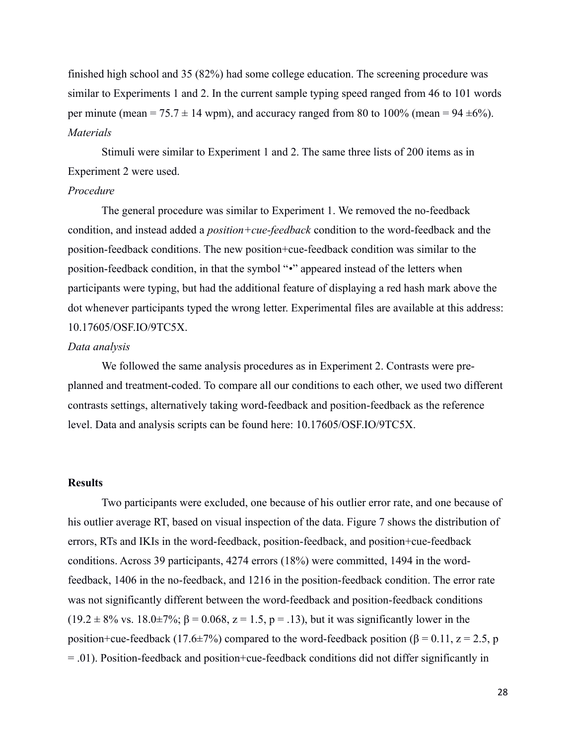finished high school and 35 (82%) had some college education. The screening procedure was similar to Experiments 1 and 2. In the current sample typing speed ranged from 46 to 101 words per minute (mean = 75.7 ± 14 wpm), and accuracy ranged from 80 to 100% (mean = 94 ±6%).

*Materials*

Stimuli were similar to Experiment 1 and 2. The same three lists of 200 items as in Experiment 2 were used.

*Procedure*

The general procedure was similar to Experiment 1. We removed the no-feedback condition, and instead added a *position+cue-feedback* condition to the word-feedback and the position-feedback conditions. The new position+cue-feedback condition was similar to the position-feedback condition, in that the symbol "•" appeared instead of the letters when participants were typing, but had the additional feature of displaying a red hash mark above the dot whenever participants typed the wrong letter. Experimental files are available at this address: 10.17605/OSF.IO/9TC5X.

*Data analysis*

We followed the same analysis procedures as in Experiment 2. Contrasts were pre-planned and treatment-coded. To compare all our conditions to each other, we used two different contrasts settings, alternatively taking word-feedback and position-feedback as the reference level. Data and analysis scripts can be found here: 10.17605/OSF.IO/9TC5X.

**Results**

Two participants were excluded, one because of his outlier error rate, and one because of his outlier average RT, based on visual inspection of the data. Figure 7 shows the distribution of errors, RTs and IKIs in the word-feedback, position-feedback, and position+cue-feedback conditions. Across 39 participants, 4274 errors (18%) were committed, 1494 in the word-feedback, 1406 in the no-feedback, and 1216 in the position-feedback condition. The error rate was not significantly different between the word-feedback and position-feedback conditions (19.2 ± 8% vs. 18.0±7%; $\beta = 0.068$, $z = 1.5$, $p = .13$), but it was significantly lower in the position+cue-feedback (17.6±7%) compared to the word-feedback position ($\beta = 0.11$, $z = 2.5$, $p = .01$). Position-feedback and position+cue-feedback conditions did not differ significantly in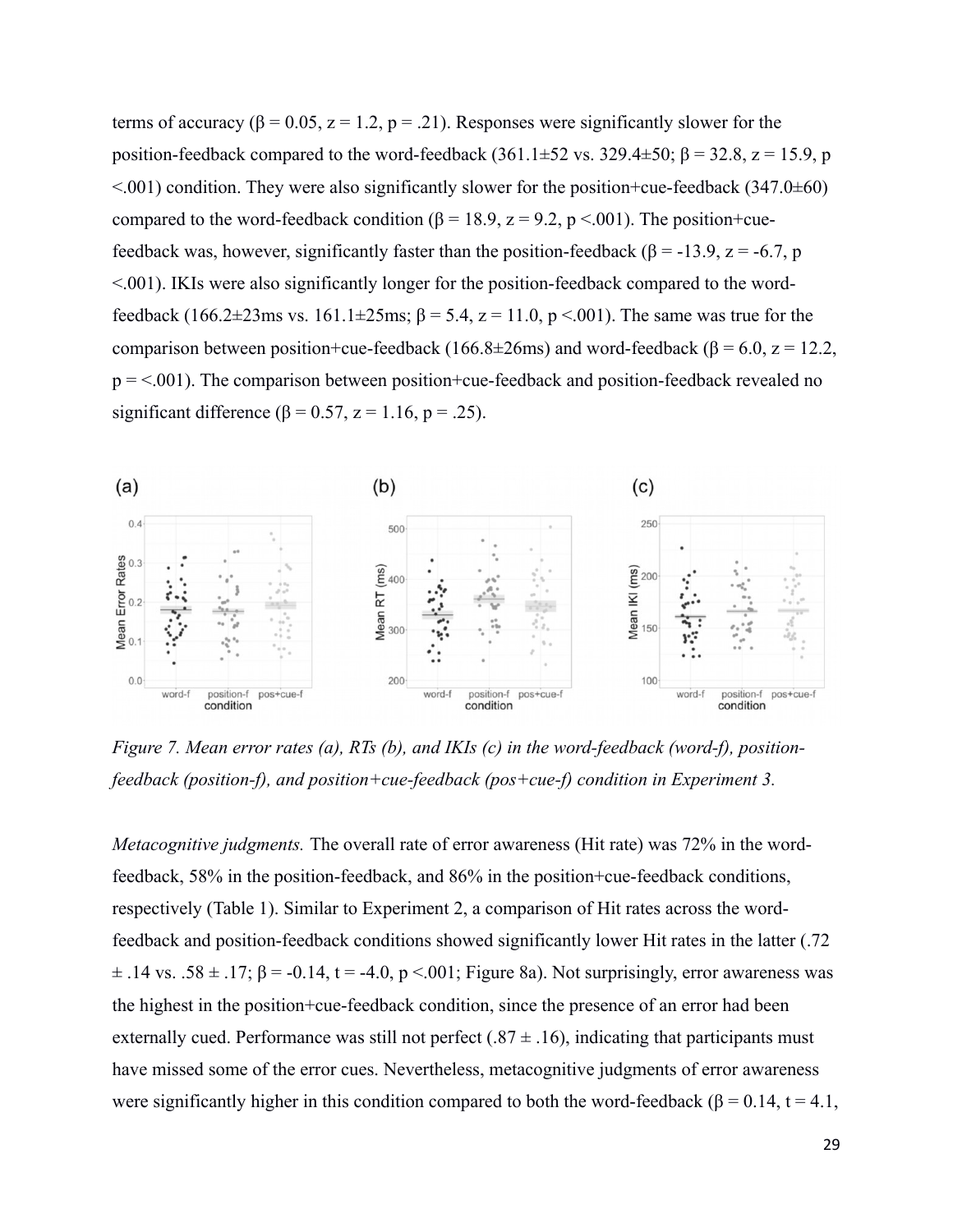terms of accuracy ($\beta = 0.05$, $z = 1.2$, $p = .21$). Responses were significantly slower for the position-feedback compared to the word-feedback (361.1±52 vs. 329.4±50; $\beta = 32.8$, $z = 15.9$, $p < .001$) condition. They were also significantly slower for the position+cue-feedback (347.0±60) compared to the word-feedback condition ($\beta = 18.9$, $z = 9.2$, $p < .001$). The position+cue-feedback was, however, significantly faster than the position-feedback ($\beta = -13.9$, $z = -6.7$, $p < .001$). IKIs were also significantly longer for the position-feedback compared to the word-feedback (166.2±23ms vs. 161.1±25ms; $\beta = 5.4$, $z = 11.0$, $p < .001$). The same was true for the comparison between position+cue-feedback (166.8±26ms) and word-feedback ($\beta = 6.0$, $z = 12.2$, $p = < .001$). The comparison between position+cue-feedback and position-feedback revealed no significant difference ($\beta = 0.57$, $z = 1.16$, $p = .25$).

*Figure 7. Mean error rates (a), RTs (b), and IKIs (c) in the word-feedback (word-f), position-feedback (position-f), and position+cue-feedback (pos+cue-f) condition in Experiment 3.*

*Metacognitive judgments.* The overall rate of error awareness (Hit rate) was 72% in the word-feedback, 58% in the position-feedback, and 86% in the position+cue-feedback conditions, respectively (Table 1). Similar to Experiment 2, a comparison of Hit rates across the word-feedback and position-feedback conditions showed significantly lower Hit rates in the latter (.72 ± .14 vs. .58 ± .17; $\beta = -0.14$, $t = -4.0$, $p < .001$; Figure 8a). Not surprisingly, error awareness was the highest in the position+cue-feedback condition, since the presence of an error had been externally cued. Performance was still not perfect (.87 ± .16), indicating that participants must have missed some of the error cues. Nevertheless, metacognitive judgments of error awareness were significantly higher in this condition compared to both the word-feedback ($\beta = 0.14$, $t = 4.1$,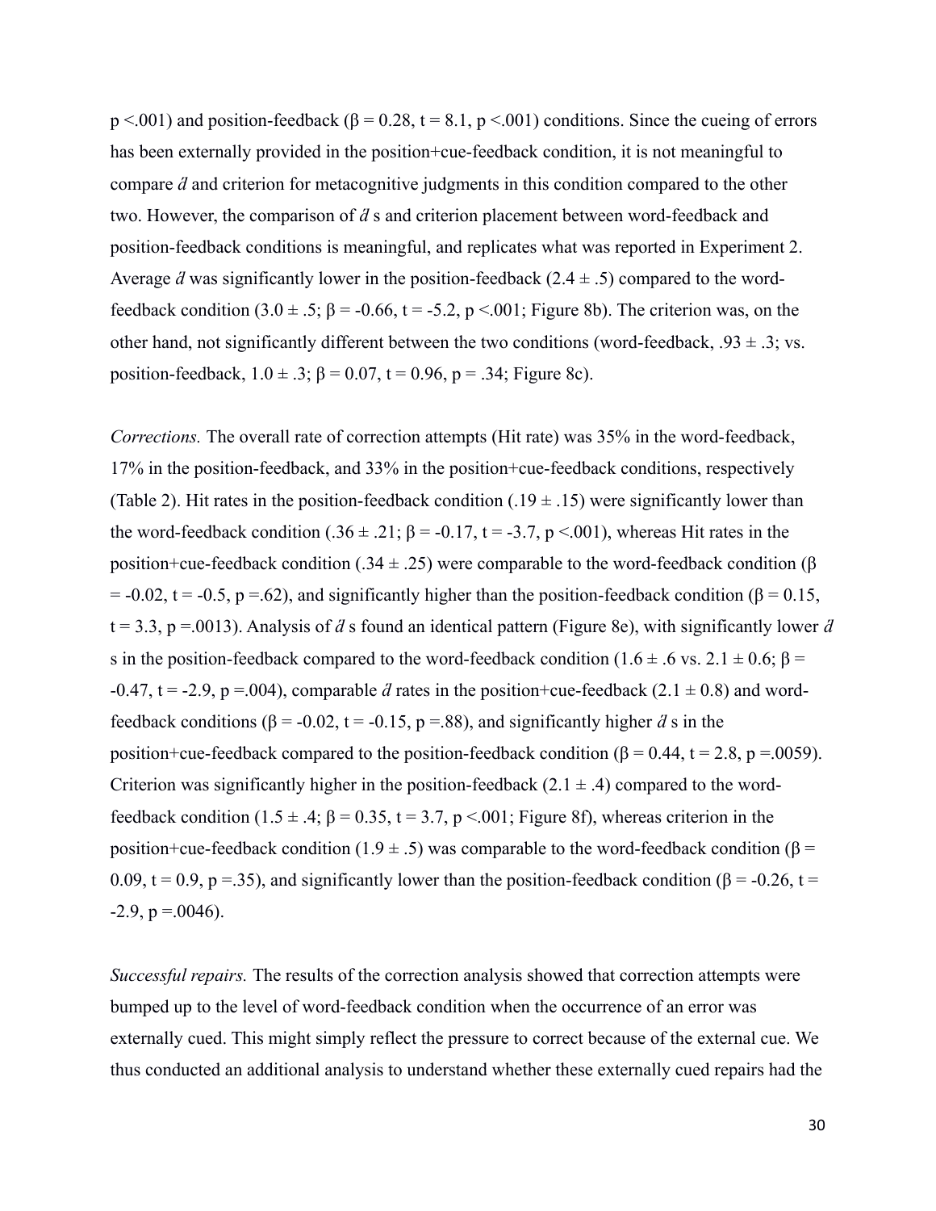p <.001) and position-feedback ($\beta = 0.28$, $t = 8.1$, $p < .001$) conditions. Since the cueing of errors has been externally provided in the position+cue-feedback condition, it is not meaningful to compare $d'$ and criterion for metacognitive judgments in this condition compared to the other two. However, the comparison of $d'$ s and criterion placement between word-feedback and position-feedback conditions is meaningful, and replicates what was reported in Experiment 2. Average $d'$ was significantly lower in the position-feedback (2.4 ± .5) compared to the word-feedback condition (3.0 ± .5; $\beta = -0.66$, $t = -5.2$, $p < .001$; Figure 8b). The criterion was, on the other hand, not significantly different between the two conditions (word-feedback, .93 ± .3; vs. position-feedback, 1.0 ± .3; $\beta = 0.07$, $t = 0.96$, $p = .34$; Figure 8c).

*Corrections.* The overall rate of correction attempts (Hit rate) was 35% in the word-feedback, 17% in the position-feedback, and 33% in the position+cue-feedback conditions, respectively (Table 2). Hit rates in the position-feedback condition (.19 ± .15) were significantly lower than the word-feedback condition (.36 ± .21; $\beta = -0.17$, $t = -3.7$, $p < .001$), whereas Hit rates in the position+cue-feedback condition (.34 ± .25) were comparable to the word-feedback condition ($\beta = -0.02$, $t = -0.5$, $p = .62$), and significantly higher than the position-feedback condition ($\beta = 0.15$, $t = 3.3$, $p = .0013$). Analysis of $d'$ s found an identical pattern (Figure 8e), with significantly lower $d'$ s in the position-feedback compared to the word-feedback condition (1.6 ± .6 vs. 2.1 ± 0.6; $\beta = -0.47$, $t = -2.9$, $p = .004$), comparable $d'$ rates in the position+cue-feedback (2.1 ± 0.8) and word-feedback conditions ($\beta = -0.02$, $t = -0.15$, $p = .88$), and significantly higher $d'$ s in the position+cue-feedback compared to the position-feedback condition ($\beta = 0.44$, $t = 2.8$, $p = .0059$). Criterion was significantly higher in the position-feedback (2.1 ± .4) compared to the word-feedback condition (1.5 ± .4; $\beta = 0.35$, $t = 3.7$, $p < .001$; Figure 8f), whereas criterion in the position+cue-feedback condition (1.9 ± .5) was comparable to the word-feedback condition ($\beta = 0.09$, $t = 0.9$, $p = .35$), and significantly lower than the position-feedback condition ($\beta = -0.26$, $t = -2.9$, $p = .0046$).

*Successful repairs.* The results of the correction analysis showed that correction attempts were bumped up to the level of word-feedback condition when the occurrence of an error was externally cued. This might simply reflect the pressure to correct because of the external cue. We thus conducted an additional analysis to understand whether these externally cued repairs had the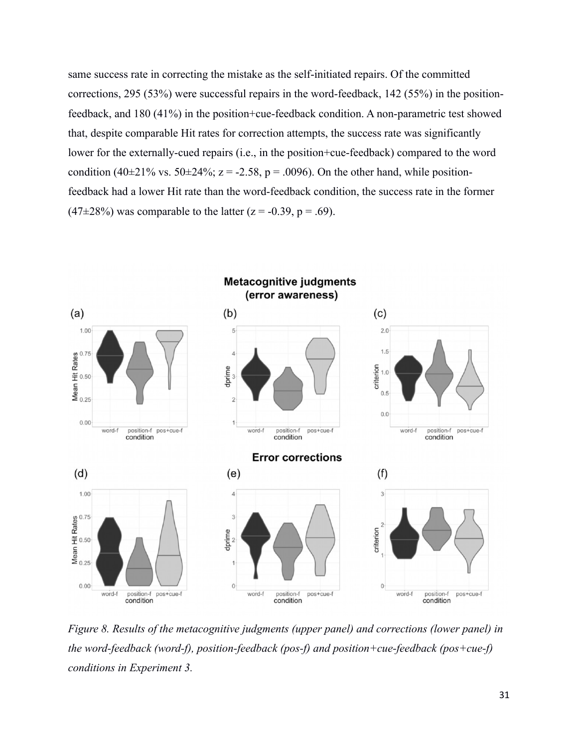same success rate in correcting the mistake as the self-initiated repairs. Of the committed corrections, 295 (53%) were successful repairs in the word-feedback, 142 (55%) in the position-feedback, and 180 (41%) in the position+cue-feedback condition. A non-parametric test showed that, despite comparable Hit rates for correction attempts, the success rate was significantly lower for the externally-cued repairs (i.e., in the position+cue-feedback) compared to the word condition (40±21% vs. 50±24%; $z = -2.58$, $p = .0096$). On the other hand, while position-feedback had a lower Hit rate than the word-feedback condition, the success rate in the former (47±28%) was comparable to the latter ($z = -0.39$, $p = .69$).

*Figure 8. Results of the metacognitive judgments (upper panel) and corrections (lower panel) in the word-feedback (word-f), position-feedback (pos-f) and position+cue-feedback (pos+cue-f) conditions in Experiment 3.*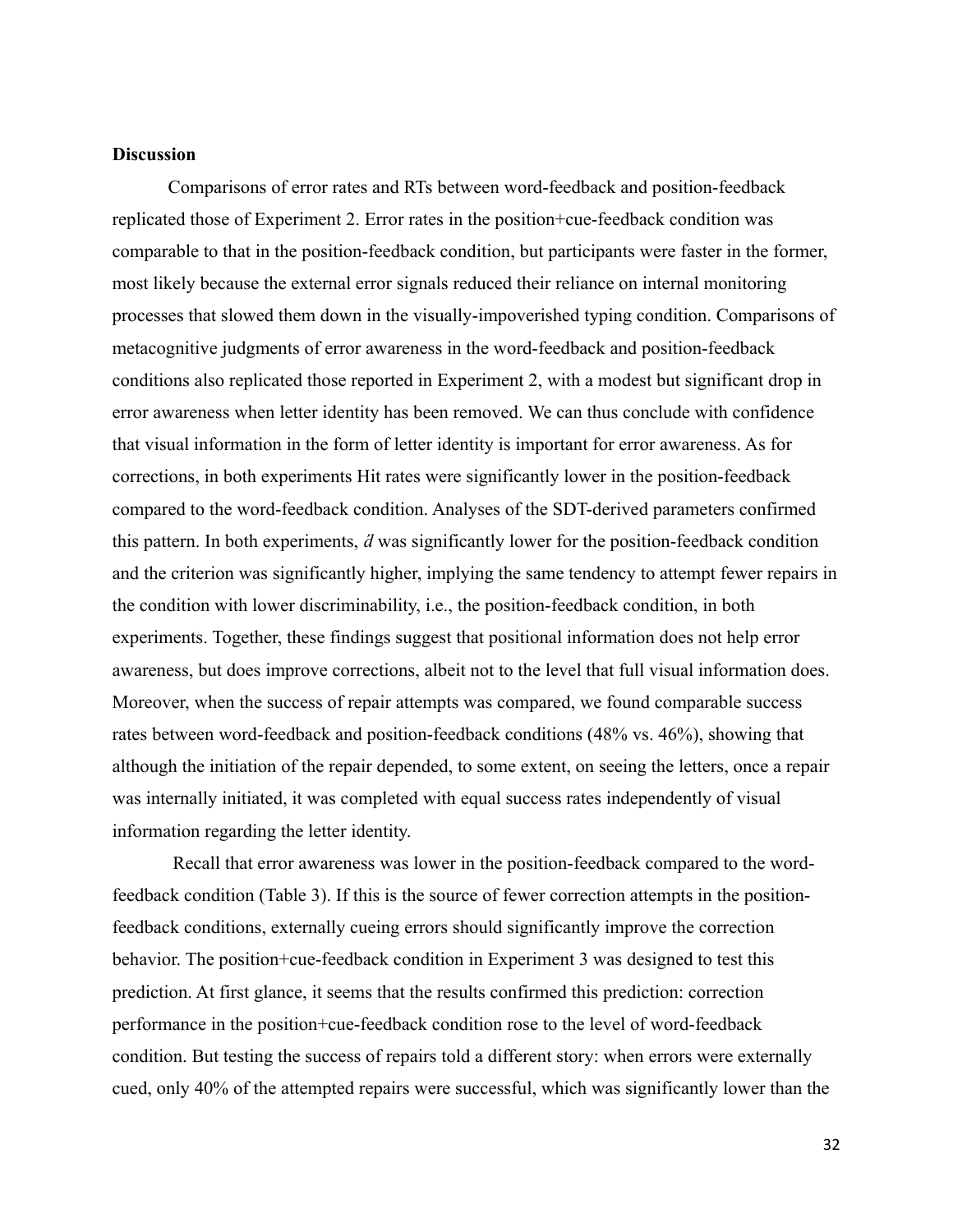**Discussion**

Comparisons of error rates and RTs between word-feedback and position-feedback replicated those of Experiment 2. Error rates in the position+cue-feedback condition was comparable to that in the position-feedback condition, but participants were faster in the former, most likely because the external error signals reduced their reliance on internal monitoring processes that slowed them down in the visually-impoverished typing condition. Comparisons of metacognitive judgments of error awareness in the word-feedback and position-feedback conditions also replicated those reported in Experiment 2, with a modest but significant drop in error awareness when letter identity has been removed. We can thus conclude with confidence that visual information in the form of letter identity is important for error awareness. As for corrections, in both experiments Hit rates were significantly lower in the position-feedback compared to the word-feedback condition. Analyses of the SDT-derived parameters confirmed this pattern. In both experiments, $d'$ was significantly lower for the position-feedback condition and the criterion was significantly higher, implying the same tendency to attempt fewer repairs in the condition with lower discriminability, i.e., the position-feedback condition, in both experiments. Together, these findings suggest that positional information does not help error awareness, but does improve corrections, albeit not to the level that full visual information does. Moreover, when the success of repair attempts was compared, we found comparable success rates between word-feedback and position-feedback conditions (48% vs. 46%), showing that although the initiation of the repair depended, to some extent, on seeing the letters, once a repair was internally initiated, it was completed with equal success rates independently of visual information regarding the letter identity.

Recall that error awareness was lower in the position-feedback compared to the word-feedback condition (Table 3). If this is the source of fewer correction attempts in the position-feedback conditions, externally cueing errors should significantly improve the correction behavior. The position+cue-feedback condition in Experiment 3 was designed to test this prediction. At first glance, it seems that the results confirmed this prediction: correction performance in the position+cue-feedback condition rose to the level of word-feedback condition. But testing the success of repairs told a different story: when errors were externally cued, only 40% of the attempted repairs were successful, which was significantly lower than the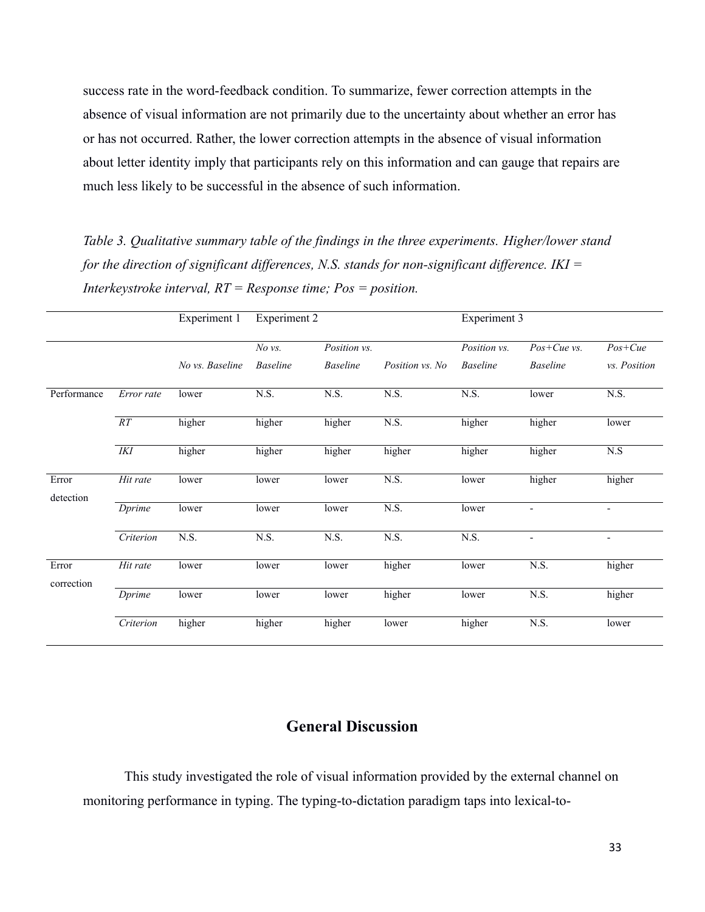success rate in the word-feedback condition. To summarize, fewer correction attempts in the absence of visual information are not primarily due to the uncertainty about whether an error has or has not occurred. Rather, the lower correction attempts in the absence of visual information about letter identity imply that participants rely on this information and can gauge that repairs are much less likely to be successful in the absence of such information.

*Table 3. Qualitative summary table of the findings in the three experiments. Higher/lower stand for the direction of significant differences, N.S. stands for non-significant difference. IKI = Interkeystroke interval, RT = Response time; Pos = position.*

| | | Experiment 1 | Experiment 2 | | | Experiment 3 | | |
|---|---|---|---|---|---|---|---|---|
| | | *No vs. Baseline* | *No vs. Baseline* | *Position vs. Baseline* | *Position vs. No* | *Position vs. Baseline* | *Pos+Cue vs. Baseline* | *Pos+Cue vs. Position* |
| Performance | *Error rate* | lower | N.S. | N.S. | N.S. | N.S. | lower | N.S. |
| | *RT* | higher | higher | higher | N.S. | higher | higher | lower |
| | *IKI* | higher | higher | higher | higher | higher | higher | N.S |
| Error detection | *Hit rate* | lower | lower | lower | N.S. | lower | higher | higher |
| | *Dprime* | lower | lower | lower | N.S. | lower | - | - |
| | *Criterion* | N.S. | N.S. | N.S. | N.S. | N.S. | - | - |
| Error correction | *Hit rate* | lower | lower | lower | higher | lower | N.S. | higher |
| | *Dprime* | lower | lower | lower | higher | lower | N.S. | higher |
| | *Criterion* | higher | higher | higher | lower | higher | N.S. | lower |

## General Discussion

This study investigated the role of visual information provided by the external channel on monitoring performance in typing. The typing-to-dictation paradigm taps into lexical-to-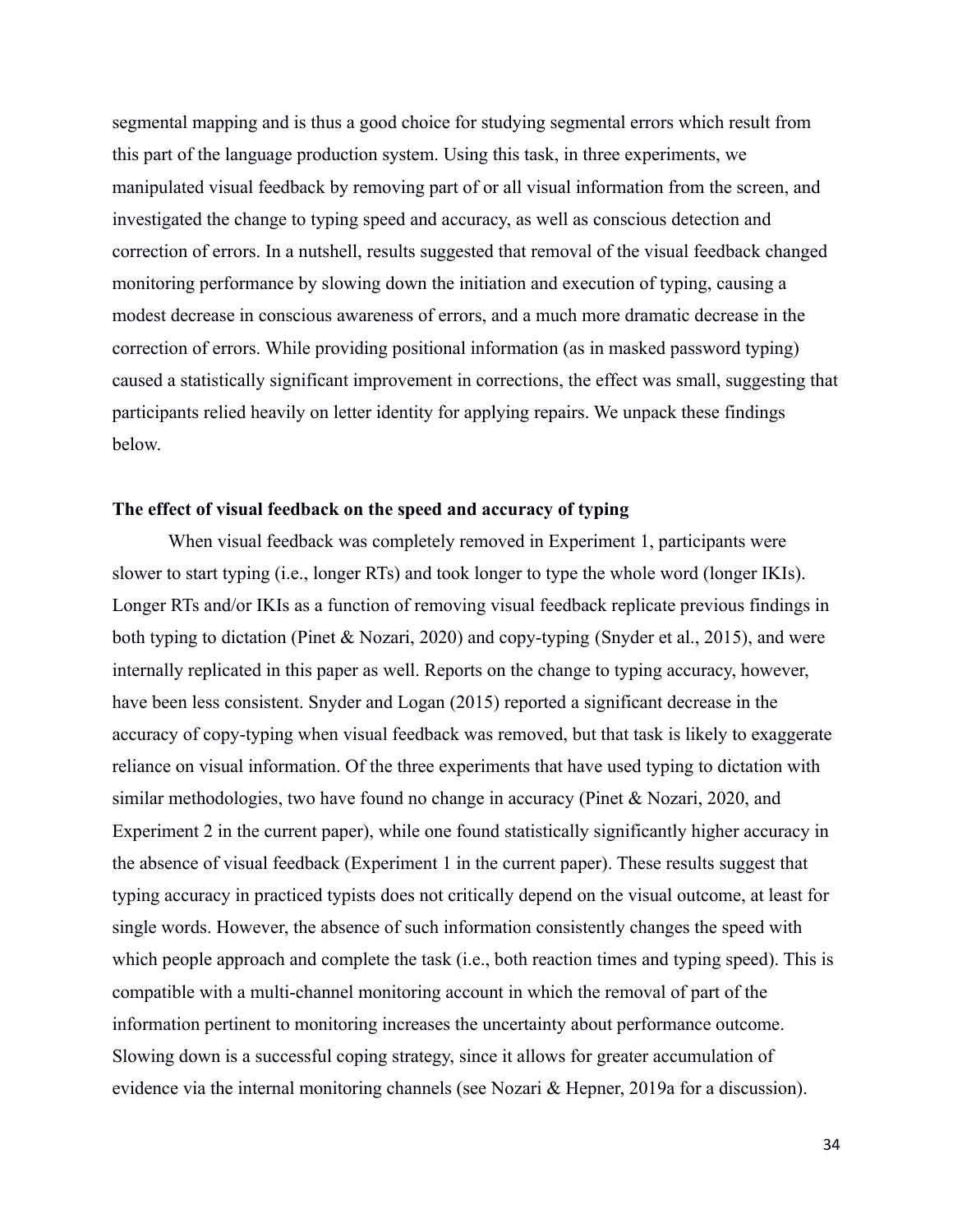segmental mapping and is thus a good choice for studying segmental errors which result from this part of the language production system. Using this task, in three experiments, we manipulated visual feedback by removing part of or all visual information from the screen, and investigated the change to typing speed and accuracy, as well as conscious detection and correction of errors. In a nutshell, results suggested that removal of the visual feedback changed monitoring performance by slowing down the initiation and execution of typing, causing a modest decrease in conscious awareness of errors, and a much more dramatic decrease in the correction of errors. While providing positional information (as in masked password typing) caused a statistically significant improvement in corrections, the effect was small, suggesting that participants relied heavily on letter identity for applying repairs. We unpack these findings below.

**The effect of visual feedback on the speed and accuracy of typing**

When visual feedback was completely removed in Experiment 1, participants were slower to start typing (i.e., longer RTs) and took longer to type the whole word (longer IKIs). Longer RTs and/or IKIs as a function of removing visual feedback replicate previous findings in both typing to dictation (Pinet & Nozari, 2020) and copy-typing (Snyder et al., 2015), and were internally replicated in this paper as well. Reports on the change to typing accuracy, however, have been less consistent. Snyder and Logan (2015) reported a significant decrease in the accuracy of copy-typing when visual feedback was removed, but that task is likely to exaggerate reliance on visual information. Of the three experiments that have used typing to dictation with similar methodologies, two have found no change in accuracy (Pinet & Nozari, 2020, and Experiment 2 in the current paper), while one found statistically significantly higher accuracy in the absence of visual feedback (Experiment 1 in the current paper). These results suggest that typing accuracy in practiced typists does not critically depend on the visual outcome, at least for single words. However, the absence of such information consistently changes the speed with which people approach and complete the task (i.e., both reaction times and typing speed). This is compatible with a multi-channel monitoring account in which the removal of part of the information pertinent to monitoring increases the uncertainty about performance outcome. Slowing down is a successful coping strategy, since it allows for greater accumulation of evidence via the internal monitoring channels (see Nozari & Hepner, 2019a for a discussion).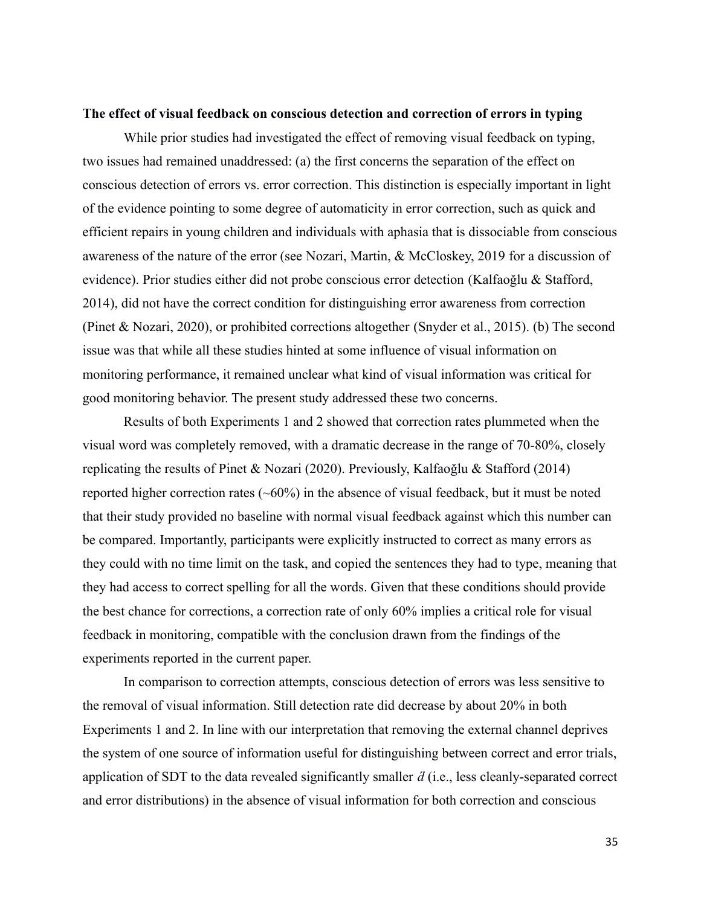**The effect of visual feedback on conscious detection and correction of errors in typing**

While prior studies had investigated the effect of removing visual feedback on typing, two issues had remained unaddressed: (a) the first concerns the separation of the effect on conscious detection of errors vs. error correction. This distinction is especially important in light of the evidence pointing to some degree of automaticity in error correction, such as quick and efficient repairs in young children and individuals with aphasia that is dissociable from conscious awareness of the nature of the error (see Nozari, Martin, & McCloskey, 2019 for a discussion of evidence). Prior studies either did not probe conscious error detection (Kalfaoğlu & Stafford, 2014), did not have the correct condition for distinguishing error awareness from correction (Pinet & Nozari, 2020), or prohibited corrections altogether (Snyder et al., 2015). (b) The second issue was that while all these studies hinted at some influence of visual information on monitoring performance, it remained unclear what kind of visual information was critical for good monitoring behavior. The present study addressed these two concerns.

Results of both Experiments 1 and 2 showed that correction rates plummeted when the visual word was completely removed, with a dramatic decrease in the range of 70-80%, closely replicating the results of Pinet & Nozari (2020). Previously, Kalfaoğlu & Stafford (2014) reported higher correction rates (~60%) in the absence of visual feedback, but it must be noted that their study provided no baseline with normal visual feedback against which this number can be compared. Importantly, participants were explicitly instructed to correct as many errors as they could with no time limit on the task, and copied the sentences they had to type, meaning that they had access to correct spelling for all the words. Given that these conditions should provide the best chance for corrections, a correction rate of only 60% implies a critical role for visual feedback in monitoring, compatible with the conclusion drawn from the findings of the experiments reported in the current paper.

In comparison to correction attempts, conscious detection of errors was less sensitive to the removal of visual information. Still detection rate did decrease by about 20% in both Experiments 1 and 2. In line with our interpretation that removing the external channel deprives the system of one source of information useful for distinguishing between correct and error trials, application of SDT to the data revealed significantly smaller $d'$ (i.e., less cleanly-separated correct and error distributions) in the absence of visual information for both correction and conscious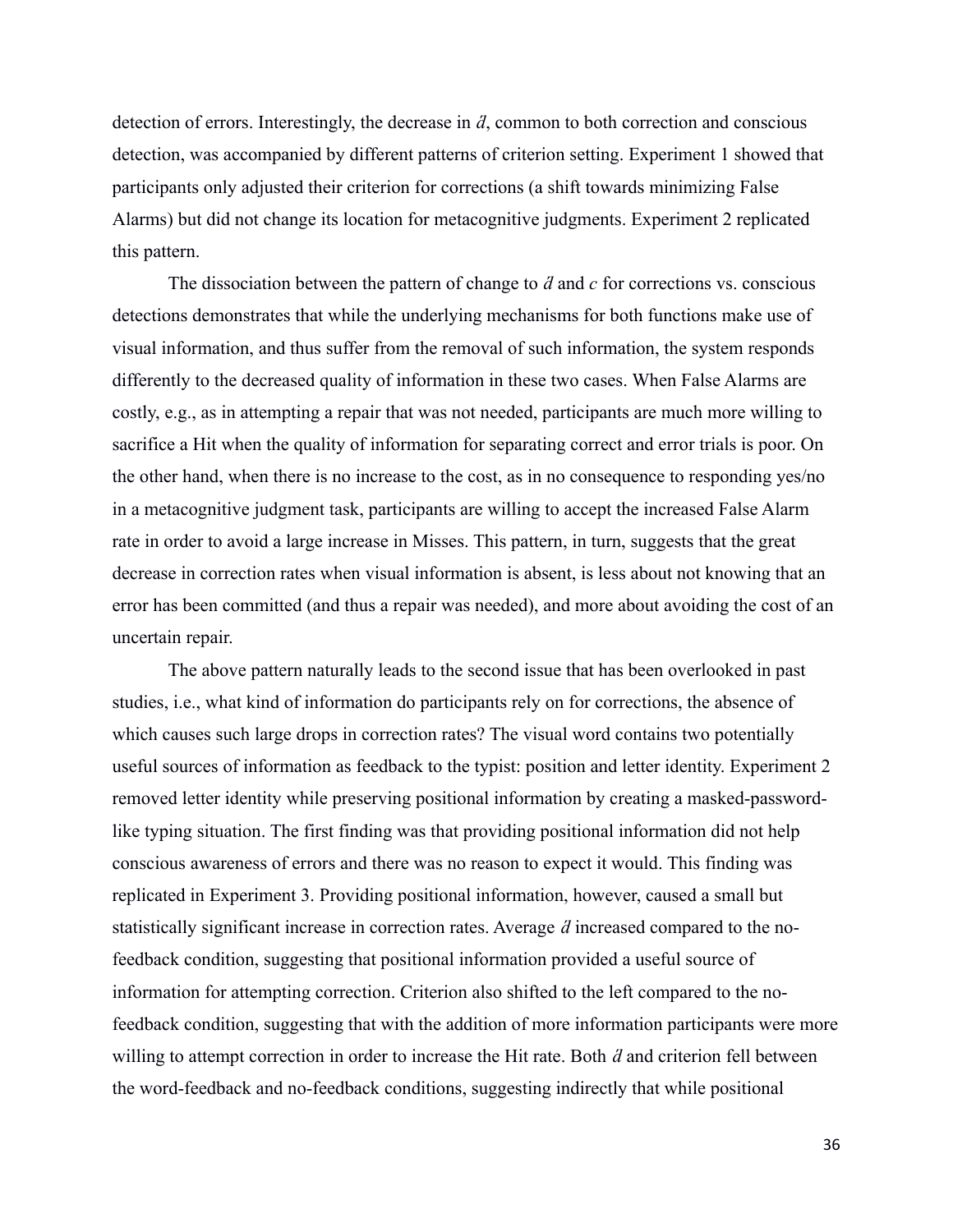detection of errors. Interestingly, the decrease in $d'$, common to both correction and conscious detection, was accompanied by different patterns of criterion setting. Experiment 1 showed that participants only adjusted their criterion for corrections (a shift towards minimizing False Alarms) but did not change its location for metacognitive judgments. Experiment 2 replicated this pattern.

The dissociation between the pattern of change to $d'$ and $c$ for corrections vs. conscious detections demonstrates that while the underlying mechanisms for both functions make use of visual information, and thus suffer from the removal of such information, the system responds differently to the decreased quality of information in these two cases. When False Alarms are costly, e.g., as in attempting a repair that was not needed, participants are much more willing to sacrifice a Hit when the quality of information for separating correct and error trials is poor. On the other hand, when there is no increase to the cost, as in no consequence to responding yes/no in a metacognitive judgment task, participants are willing to accept the increased False Alarm rate in order to avoid a large increase in Misses. This pattern, in turn, suggests that the great decrease in correction rates when visual information is absent, is less about not knowing that an error has been committed (and thus a repair was needed), and more about avoiding the cost of an uncertain repair.

The above pattern naturally leads to the second issue that has been overlooked in past studies, i.e., what kind of information do participants rely on for corrections, the absence of which causes such large drops in correction rates? The visual word contains two potentially useful sources of information as feedback to the typist: position and letter identity. Experiment 2 removed letter identity while preserving positional information by creating a masked-password-like typing situation. The first finding was that providing positional information did not help conscious awareness of errors and there was no reason to expect it would. This finding was replicated in Experiment 3. Providing positional information, however, caused a small but statistically significant increase in correction rates. Average $d'$ increased compared to the no-feedback condition, suggesting that positional information provided a useful source of information for attempting correction. Criterion also shifted to the left compared to the no-feedback condition, suggesting that with the addition of more information participants were more willing to attempt correction in order to increase the Hit rate. Both $d'$ and criterion fell between the word-feedback and no-feedback conditions, suggesting indirectly that while positional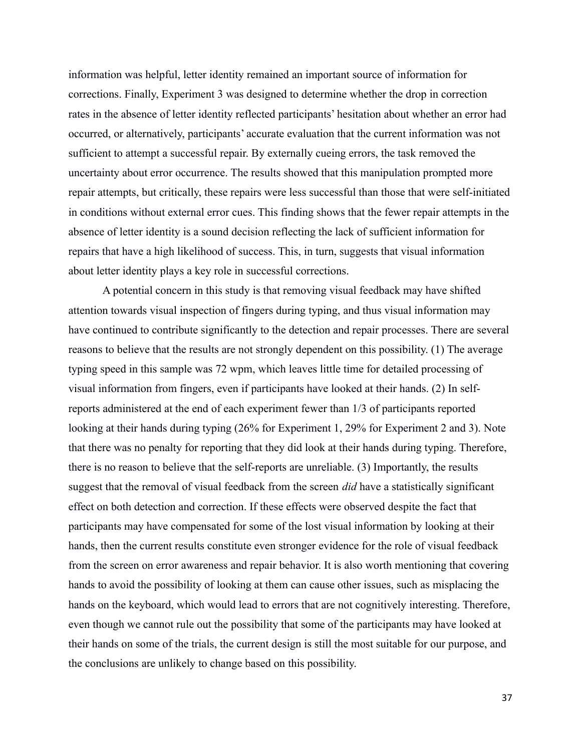information was helpful, letter identity remained an important source of information for corrections. Finally, Experiment 3 was designed to determine whether the drop in correction rates in the absence of letter identity reflected participants' hesitation about whether an error had occurred, or alternatively, participants' accurate evaluation that the current information was not sufficient to attempt a successful repair. By externally cueing errors, the task removed the uncertainty about error occurrence. The results showed that this manipulation prompted more repair attempts, but critically, these repairs were less successful than those that were self-initiated in conditions without external error cues. This finding shows that the fewer repair attempts in the absence of letter identity is a sound decision reflecting the lack of sufficient information for repairs that have a high likelihood of success. This, in turn, suggests that visual information about letter identity plays a key role in successful corrections.

A potential concern in this study is that removing visual feedback may have shifted attention towards visual inspection of fingers during typing, and thus visual information may have continued to contribute significantly to the detection and repair processes. There are several reasons to believe that the results are not strongly dependent on this possibility. (1) The average typing speed in this sample was 72 wpm, which leaves little time for detailed processing of visual information from fingers, even if participants have looked at their hands. (2) In self-reports administered at the end of each experiment fewer than 1/3 of participants reported looking at their hands during typing (26% for Experiment 1, 29% for Experiment 2 and 3). Note that there was no penalty for reporting that they did look at their hands during typing. Therefore, there is no reason to believe that the self-reports are unreliable. (3) Importantly, the results suggest that the removal of visual feedback from the screen *did* have a statistically significant effect on both detection and correction. If these effects were observed despite the fact that participants may have compensated for some of the lost visual information by looking at their hands, then the current results constitute even stronger evidence for the role of visual feedback from the screen on error awareness and repair behavior. It is also worth mentioning that covering hands to avoid the possibility of looking at them can cause other issues, such as misplacing the hands on the keyboard, which would lead to errors that are not cognitively interesting. Therefore, even though we cannot rule out the possibility that some of the participants may have looked at their hands on some of the trials, the current design is still the most suitable for our purpose, and the conclusions are unlikely to change based on this possibility.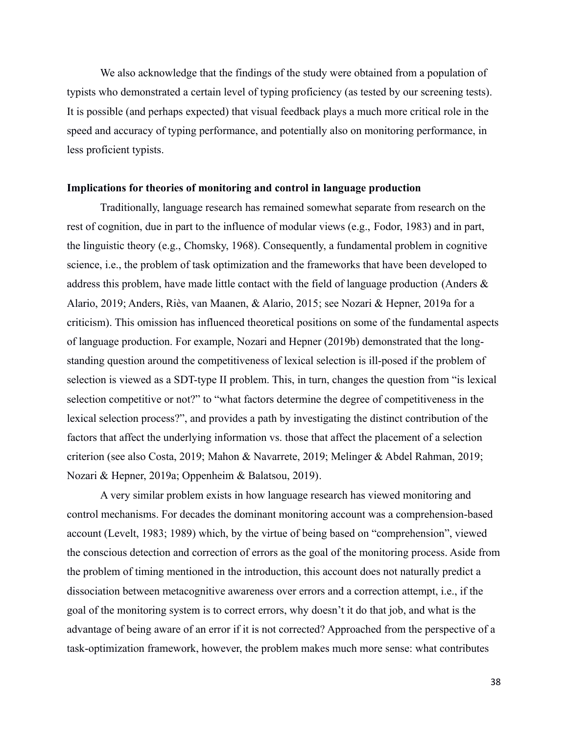We also acknowledge that the findings of the study were obtained from a population of typists who demonstrated a certain level of typing proficiency (as tested by our screening tests). It is possible (and perhaps expected) that visual feedback plays a much more critical role in the speed and accuracy of typing performance, and potentially also on monitoring performance, in less proficient typists.

**Implications for theories of monitoring and control in language production**

Traditionally, language research has remained somewhat separate from research on the rest of cognition, due in part to the influence of modular views (e.g., Fodor, 1983) and in part, the linguistic theory (e.g., Chomsky, 1968). Consequently, a fundamental problem in cognitive science, i.e., the problem of task optimization and the frameworks that have been developed to address this problem, have made little contact with the field of language production (Anders & Alario, 2019; Anders, Riès, van Maanen, & Alario, 2015; see Nozari & Hepner, 2019a for a criticism). This omission has influenced theoretical positions on some of the fundamental aspects of language production. For example, Nozari and Hepner (2019b) demonstrated that the long-standing question around the competitiveness of lexical selection is ill-posed if the problem of selection is viewed as a SDT-type II problem. This, in turn, changes the question from "is lexical selection competitive or not?" to "what factors determine the degree of competitiveness in the lexical selection process?", and provides a path by investigating the distinct contribution of the factors that affect the underlying information vs. those that affect the placement of a selection criterion (see also Costa, 2019; Mahon & Navarrete, 2019; Melinger & Abdel Rahman, 2019; Nozari & Hepner, 2019a; Oppenheim & Balatsou, 2019).

A very similar problem exists in how language research has viewed monitoring and control mechanisms. For decades the dominant monitoring account was a comprehension-based account (Levelt, 1983; 1989) which, by the virtue of being based on "comprehension", viewed the conscious detection and correction of errors as the goal of the monitoring process. Aside from the problem of timing mentioned in the introduction, this account does not naturally predict a dissociation between metacognitive awareness over errors and a correction attempt, i.e., if the goal of the monitoring system is to correct errors, why doesn't it do that job, and what is the advantage of being aware of an error if it is not corrected? Approached from the perspective of a task-optimization framework, however, the problem makes much more sense: what contributes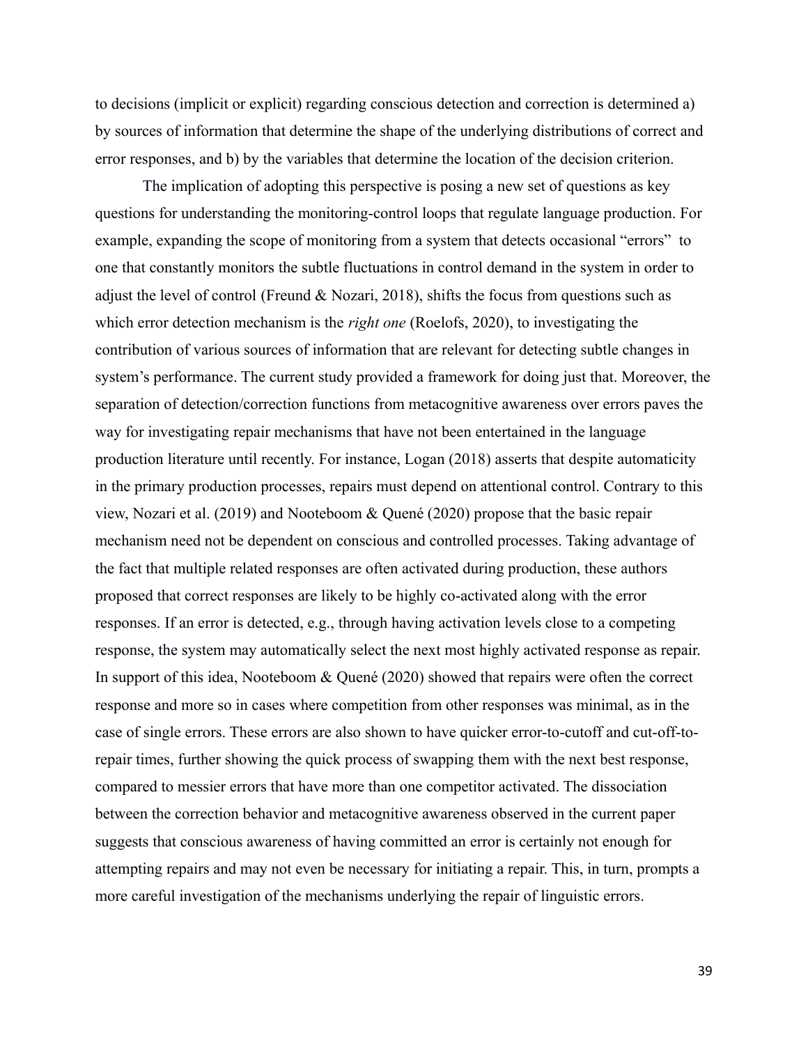to decisions (implicit or explicit) regarding conscious detection and correction is determined a) by sources of information that determine the shape of the underlying distributions of correct and error responses, and b) by the variables that determine the location of the decision criterion.

The implication of adopting this perspective is posing a new set of questions as key questions for understanding the monitoring-control loops that regulate language production. For example, expanding the scope of monitoring from a system that detects occasional "errors" to one that constantly monitors the subtle fluctuations in control demand in the system in order to adjust the level of control (Freund & Nozari, 2018), shifts the focus from questions such as which error detection mechanism is the *right one* (Roelofs, 2020), to investigating the contribution of various sources of information that are relevant for detecting subtle changes in system's performance. The current study provided a framework for doing just that. Moreover, the separation of detection/correction functions from metacognitive awareness over errors paves the way for investigating repair mechanisms that have not been entertained in the language production literature until recently. For instance, Logan (2018) asserts that despite automaticity in the primary production processes, repairs must depend on attentional control. Contrary to this view, Nozari et al. (2019) and Nooteboom & Quené (2020) propose that the basic repair mechanism need not be dependent on conscious and controlled processes. Taking advantage of the fact that multiple related responses are often activated during production, these authors proposed that correct responses are likely to be highly co-activated along with the error responses. If an error is detected, e.g., through having activation levels close to a competing response, the system may automatically select the next most highly activated response as repair. In support of this idea, Nooteboom & Quené (2020) showed that repairs were often the correct response and more so in cases where competition from other responses was minimal, as in the case of single errors. These errors are also shown to have quicker error-to-cutoff and cut-off-to-repair times, further showing the quick process of swapping them with the next best response, compared to messier errors that have more than one competitor activated. The dissociation between the correction behavior and metacognitive awareness observed in the current paper suggests that conscious awareness of having committed an error is certainly not enough for attempting repairs and may not even be necessary for initiating a repair. This, in turn, prompts a more careful investigation of the mechanisms underlying the repair of linguistic errors.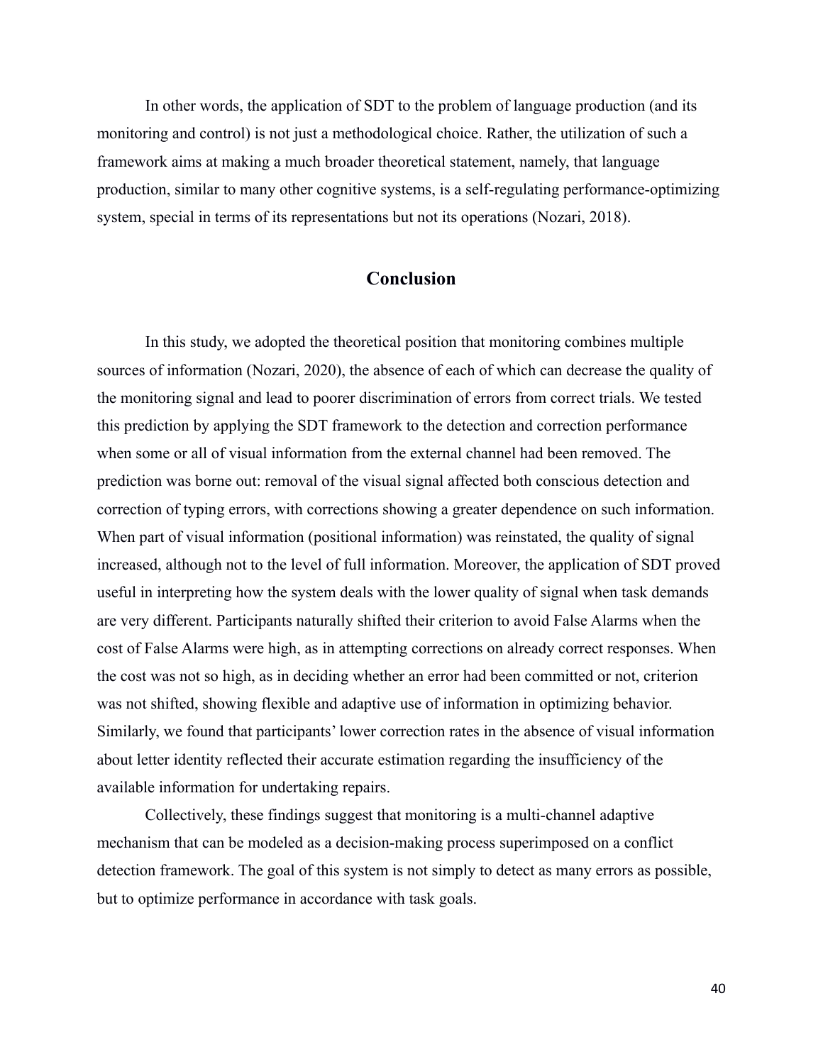In other words, the application of SDT to the problem of language production (and its monitoring and control) is not just a methodological choice. Rather, the utilization of such a framework aims at making a much broader theoretical statement, namely, that language production, similar to many other cognitive systems, is a self-regulating performance-optimizing system, special in terms of its representations but not its operations (Nozari, 2018).

## Conclusion

In this study, we adopted the theoretical position that monitoring combines multiple sources of information (Nozari, 2020), the absence of each of which can decrease the quality of the monitoring signal and lead to poorer discrimination of errors from correct trials. We tested this prediction by applying the SDT framework to the detection and correction performance when some or all of visual information from the external channel had been removed. The prediction was borne out: removal of the visual signal affected both conscious detection and correction of typing errors, with corrections showing a greater dependence on such information. When part of visual information (positional information) was reinstated, the quality of signal increased, although not to the level of full information. Moreover, the application of SDT proved useful in interpreting how the system deals with the lower quality of signal when task demands are very different. Participants naturally shifted their criterion to avoid False Alarms when the cost of False Alarms were high, as in attempting corrections on already correct responses. When the cost was not so high, as in deciding whether an error had been committed or not, criterion was not shifted, showing flexible and adaptive use of information in optimizing behavior. Similarly, we found that participants' lower correction rates in the absence of visual information about letter identity reflected their accurate estimation regarding the insufficiency of the available information for undertaking repairs.

Collectively, these findings suggest that monitoring is a multi-channel adaptive mechanism that can be modeled as a decision-making process superimposed on a conflict detection framework. The goal of this system is not simply to detect as many errors as possible, but to optimize performance in accordance with task goals.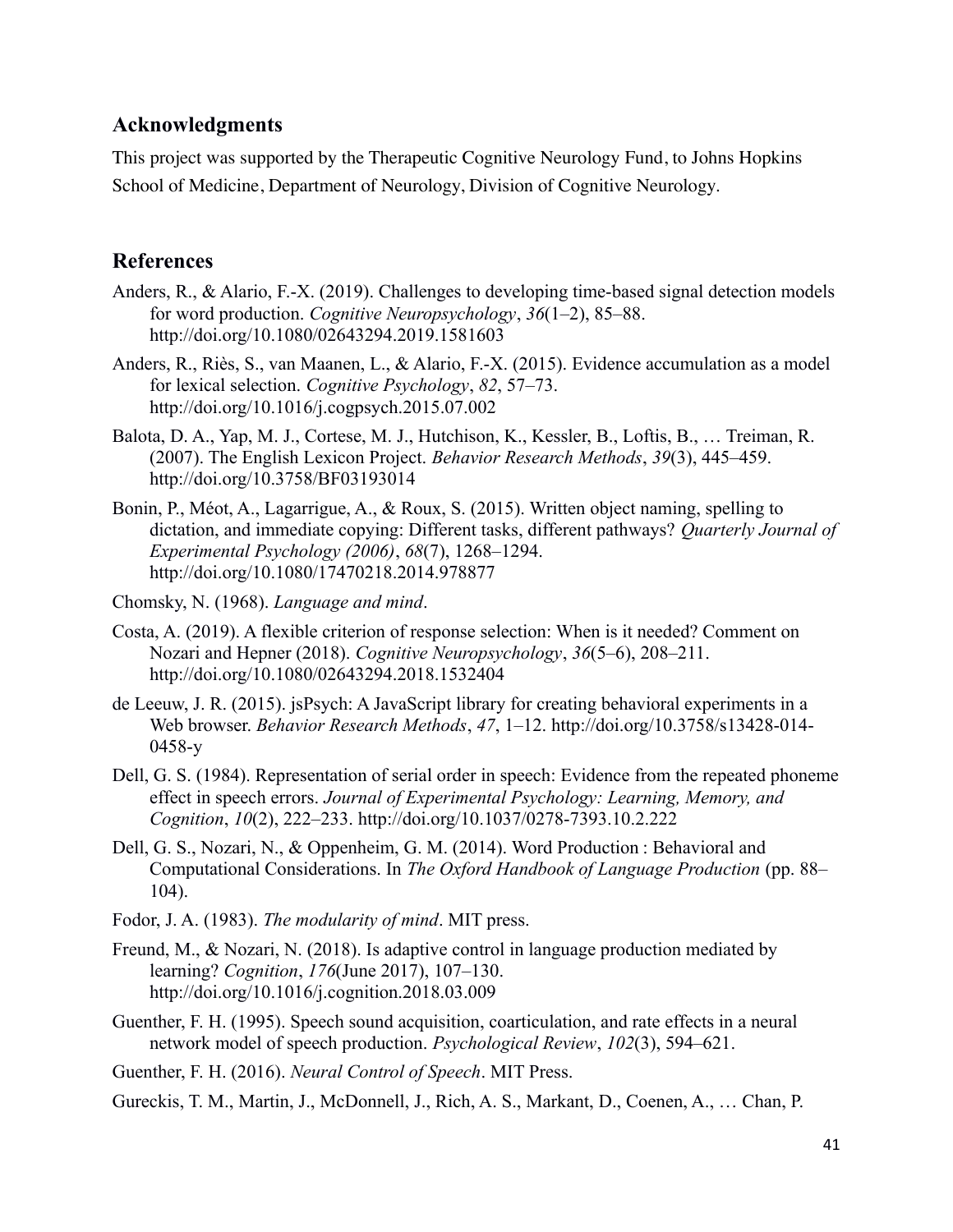## Acknowledgments

This project was supported by the Therapeutic Cognitive Neurology Fund, to Johns Hopkins School of Medicine, Department of Neurology, Division of Cognitive Neurology.

## References

Anders, R., & Alario, F.-X. (2019). Challenges to developing time-based signal detection models for word production. *Cognitive Neuropsychology*, *36*(1–2), 85–88. http://doi.org/10.1080/02643294.2019.1581603

Anders, R., Riès, S., van Maanen, L., & Alario, F.-X. (2015). Evidence accumulation as a model for lexical selection. *Cognitive Psychology*, *82*, 57–73. http://doi.org/10.1016/j.cogpsych.2015.07.002

Balota, D. A., Yap, M. J., Cortese, M. J., Hutchison, K., Kessler, B., Loftis, B., … Treiman, R. (2007). The English Lexicon Project. *Behavior Research Methods*, *39*(3), 445–459. http://doi.org/10.3758/BF03193014

Bonin, P., Méot, A., Lagarrigue, A., & Roux, S. (2015). Written object naming, spelling to dictation, and immediate copying: Different tasks, different pathways? *Quarterly Journal of Experimental Psychology (2006)*, *68*(7), 1268–1294. http://doi.org/10.1080/17470218.2014.978877

Chomsky, N. (1968). *Language and mind*.

Costa, A. (2019). A flexible criterion of response selection: When is it needed? Comment on Nozari and Hepner (2018). *Cognitive Neuropsychology*, *36*(5–6), 208–211. http://doi.org/10.1080/02643294.2018.1532404

de Leeuw, J. R. (2015). jsPsych: A JavaScript library for creating behavioral experiments in a Web browser. *Behavior Research Methods*, *47*, 1–12. http://doi.org/10.3758/s13428-014-0458-y

Dell, G. S. (1984). Representation of serial order in speech: Evidence from the repeated phoneme effect in speech errors. *Journal of Experimental Psychology: Learning, Memory, and Cognition*, *10*(2), 222–233. http://doi.org/10.1037/0278-7393.10.2.222

Dell, G. S., Nozari, N., & Oppenheim, G. M. (2014). Word Production : Behavioral and Computational Considerations. In *The Oxford Handbook of Language Production* (pp. 88–104).

Fodor, J. A. (1983). *The modularity of mind*. MIT press.

Freund, M., & Nozari, N. (2018). Is adaptive control in language production mediated by learning? *Cognition*, *176*(June 2017), 107–130. http://doi.org/10.1016/j.cognition.2018.03.009

Guenther, F. H. (1995). Speech sound acquisition, coarticulation, and rate effects in a neural network model of speech production. *Psychological Review*, *102*(3), 594–621.

Guenther, F. H. (2016). *Neural Control of Speech*. MIT Press.

Gureckis, T. M., Martin, J., McDonnell, J., Rich, A. S., Markant, D., Coenen, A., … Chan, P.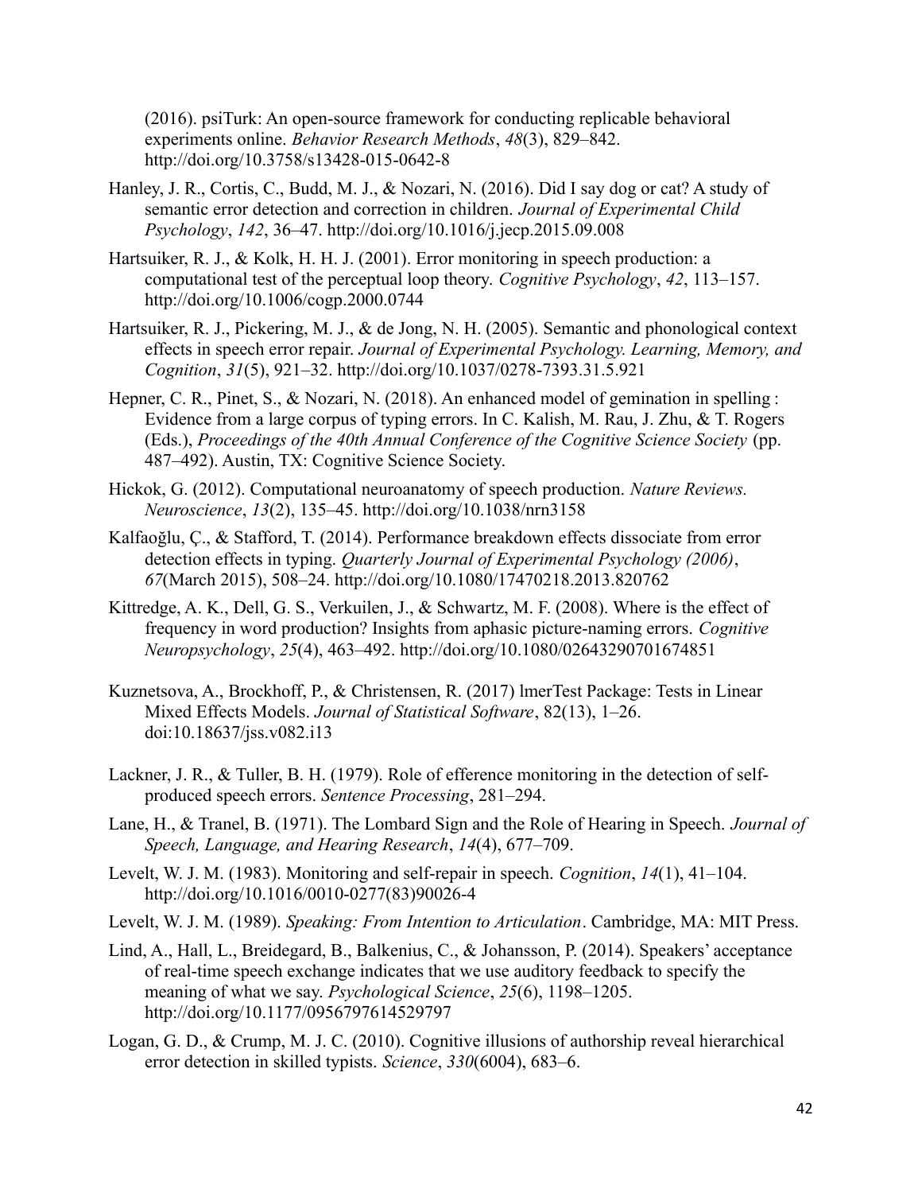(2016). psiTurk: An open-source framework for conducting replicable behavioral experiments online. *Behavior Research Methods*, *48*(3), 829–842. http://doi.org/10.3758/s13428-015-0642-8

Hanley, J. R., Cortis, C., Budd, M. J., & Nozari, N. (2016). Did I say dog or cat? A study of semantic error detection and correction in children. *Journal of Experimental Child Psychology*, *142*, 36–47. http://doi.org/10.1016/j.jecp.2015.09.008

Hartsuiker, R. J., & Kolk, H. H. J. (2001). Error monitoring in speech production: a computational test of the perceptual loop theory. *Cognitive Psychology*, *42*, 113–157. http://doi.org/10.1006/cogp.2000.0744

Hartsuiker, R. J., Pickering, M. J., & de Jong, N. H. (2005). Semantic and phonological context effects in speech error repair. *Journal of Experimental Psychology. Learning, Memory, and Cognition*, *31*(5), 921–32. http://doi.org/10.1037/0278-7393.31.5.921

Hepner, C. R., Pinet, S., & Nozari, N. (2018). An enhanced model of gemination in spelling : Evidence from a large corpus of typing errors. In C. Kalish, M. Rau, J. Zhu, & T. Rogers (Eds.), *Proceedings of the 40th Annual Conference of the Cognitive Science Society* (pp. 487–492). Austin, TX: Cognitive Science Society.

Hickok, G. (2012). Computational neuroanatomy of speech production. *Nature Reviews. Neuroscience*, *13*(2), 135–45. http://doi.org/10.1038/nrn3158

Kalfaoğlu, Ç., & Stafford, T. (2014). Performance breakdown effects dissociate from error detection effects in typing. *Quarterly Journal of Experimental Psychology (2006)*, *67*(March 2015), 508–24. http://doi.org/10.1080/17470218.2013.820762

Kittredge, A. K., Dell, G. S., Verkuilen, J., & Schwartz, M. F. (2008). Where is the effect of frequency in word production? Insights from aphasic picture-naming errors. *Cognitive Neuropsychology*, *25*(4), 463–492. http://doi.org/10.1080/02643290701674851

Kuznetsova, A., Brockhoff, P., & Christensen, R. (2017) lmerTest Package: Tests in Linear Mixed Effects Models. *Journal of Statistical Software*, 82(13), 1–26. doi:10.18637/jss.v082.i13

Lackner, J. R., & Tuller, B. H. (1979). Role of efference monitoring in the detection of self-produced speech errors. *Sentence Processing*, 281–294.

Lane, H., & Tranel, B. (1971). The Lombard Sign and the Role of Hearing in Speech. *Journal of Speech, Language, and Hearing Research*, *14*(4), 677–709.

Levelt, W. J. M. (1983). Monitoring and self-repair in speech. *Cognition*, *14*(1), 41–104. http://doi.org/10.1016/0010-0277(83)90026-4

Levelt, W. J. M. (1989). *Speaking: From Intention to Articulation*. Cambridge, MA: MIT Press.

Lind, A., Hall, L., Breidegard, B., Balkenius, C., & Johansson, P. (2014). Speakers' acceptance of real-time speech exchange indicates that we use auditory feedback to specify the meaning of what we say. *Psychological Science*, *25*(6), 1198–1205. http://doi.org/10.1177/0956797614529797

Logan, G. D., & Crump, M. J. C. (2010). Cognitive illusions of authorship reveal hierarchical error detection in skilled typists. *Science*, *330*(6004), 683–6.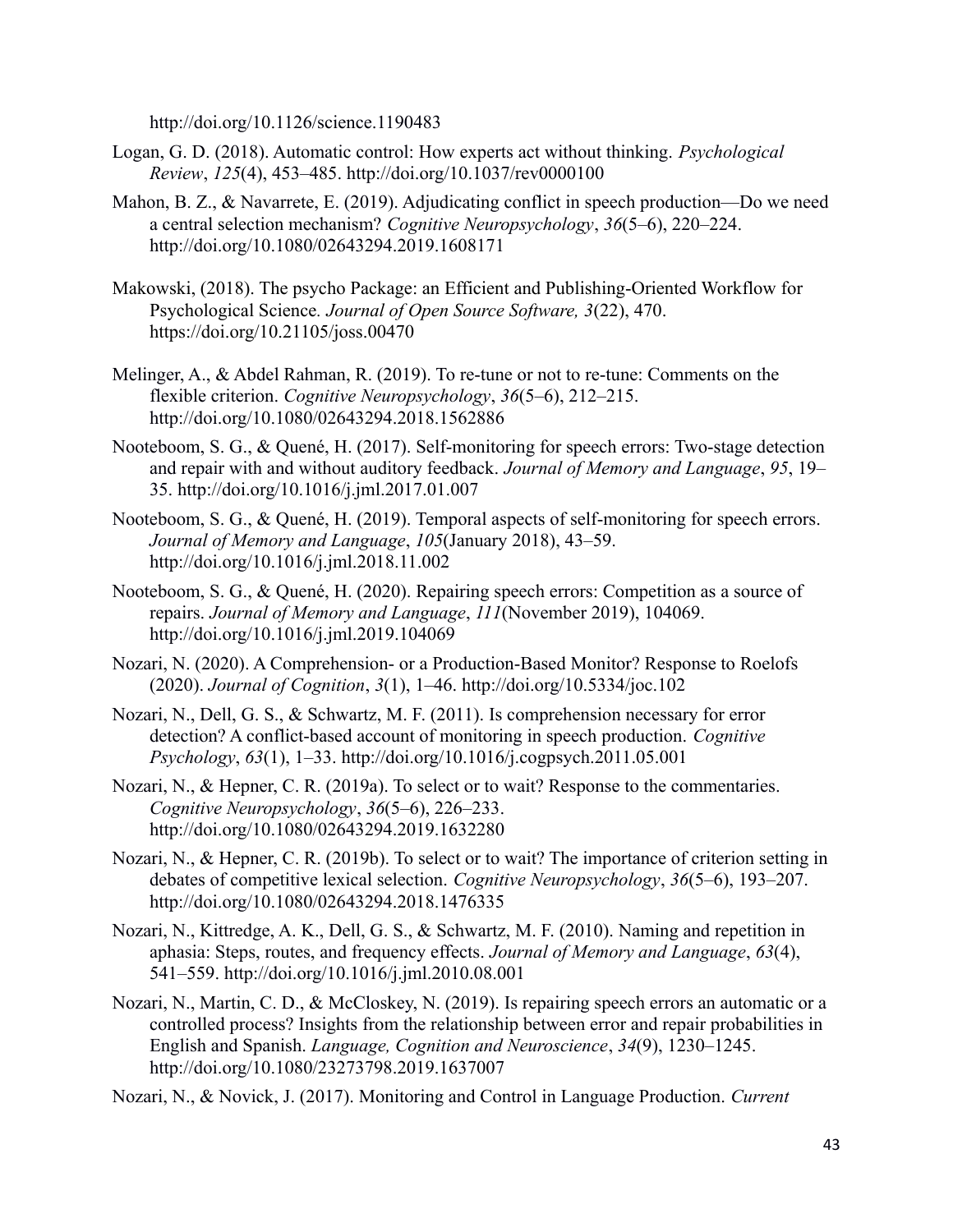http://doi.org/10.1126/science.1190483

Logan, G. D. (2018). Automatic control: How experts act without thinking. *Psychological Review*, *125*(4), 453–485. http://doi.org/10.1037/rev0000100

Mahon, B. Z., & Navarrete, E. (2019). Adjudicating conflict in speech production—Do we need a central selection mechanism? *Cognitive Neuropsychology*, *36*(5–6), 220–224. http://doi.org/10.1080/02643294.2019.1608171

Makowski, (2018). The psycho Package: an Efficient and Publishing-Oriented Workflow for Psychological Science. *Journal of Open Source Software, 3*(22), 470. https://doi.org/10.21105/joss.00470

Melinger, A., & Abdel Rahman, R. (2019). To re-tune or not to re-tune: Comments on the flexible criterion. *Cognitive Neuropsychology*, *36*(5–6), 212–215. http://doi.org/10.1080/02643294.2018.1562886

Nooteboom, S. G., & Quené, H. (2017). Self-monitoring for speech errors: Two-stage detection and repair with and without auditory feedback. *Journal of Memory and Language*, *95*, 19–35. http://doi.org/10.1016/j.jml.2017.01.007

Nooteboom, S. G., & Quené, H. (2019). Temporal aspects of self-monitoring for speech errors. *Journal of Memory and Language*, *105*(January 2018), 43–59. http://doi.org/10.1016/j.jml.2018.11.002

Nooteboom, S. G., & Quené, H. (2020). Repairing speech errors: Competition as a source of repairs. *Journal of Memory and Language*, *111*(November 2019), 104069. http://doi.org/10.1016/j.jml.2019.104069

Nozari, N. (2020). A Comprehension- or a Production-Based Monitor? Response to Roelofs (2020). *Journal of Cognition*, *3*(1), 1–46. http://doi.org/10.5334/joc.102

Nozari, N., Dell, G. S., & Schwartz, M. F. (2011). Is comprehension necessary for error detection? A conflict-based account of monitoring in speech production. *Cognitive Psychology*, *63*(1), 1–33. http://doi.org/10.1016/j.cogpsych.2011.05.001

Nozari, N., & Hepner, C. R. (2019a). To select or to wait? Response to the commentaries. *Cognitive Neuropsychology*, *36*(5–6), 226–233. http://doi.org/10.1080/02643294.2019.1632280

Nozari, N., & Hepner, C. R. (2019b). To select or to wait? The importance of criterion setting in debates of competitive lexical selection. *Cognitive Neuropsychology*, *36*(5–6), 193–207. http://doi.org/10.1080/02643294.2018.1476335

Nozari, N., Kittredge, A. K., Dell, G. S., & Schwartz, M. F. (2010). Naming and repetition in aphasia: Steps, routes, and frequency effects. *Journal of Memory and Language*, *63*(4), 541–559. http://doi.org/10.1016/j.jml.2010.08.001

Nozari, N., Martin, C. D., & McCloskey, N. (2019). Is repairing speech errors an automatic or a controlled process? Insights from the relationship between error and repair probabilities in English and Spanish. *Language, Cognition and Neuroscience*, *34*(9), 1230–1245. http://doi.org/10.1080/23273798.2019.1637007

Nozari, N., & Novick, J. (2017). Monitoring and Control in Language Production. *Current*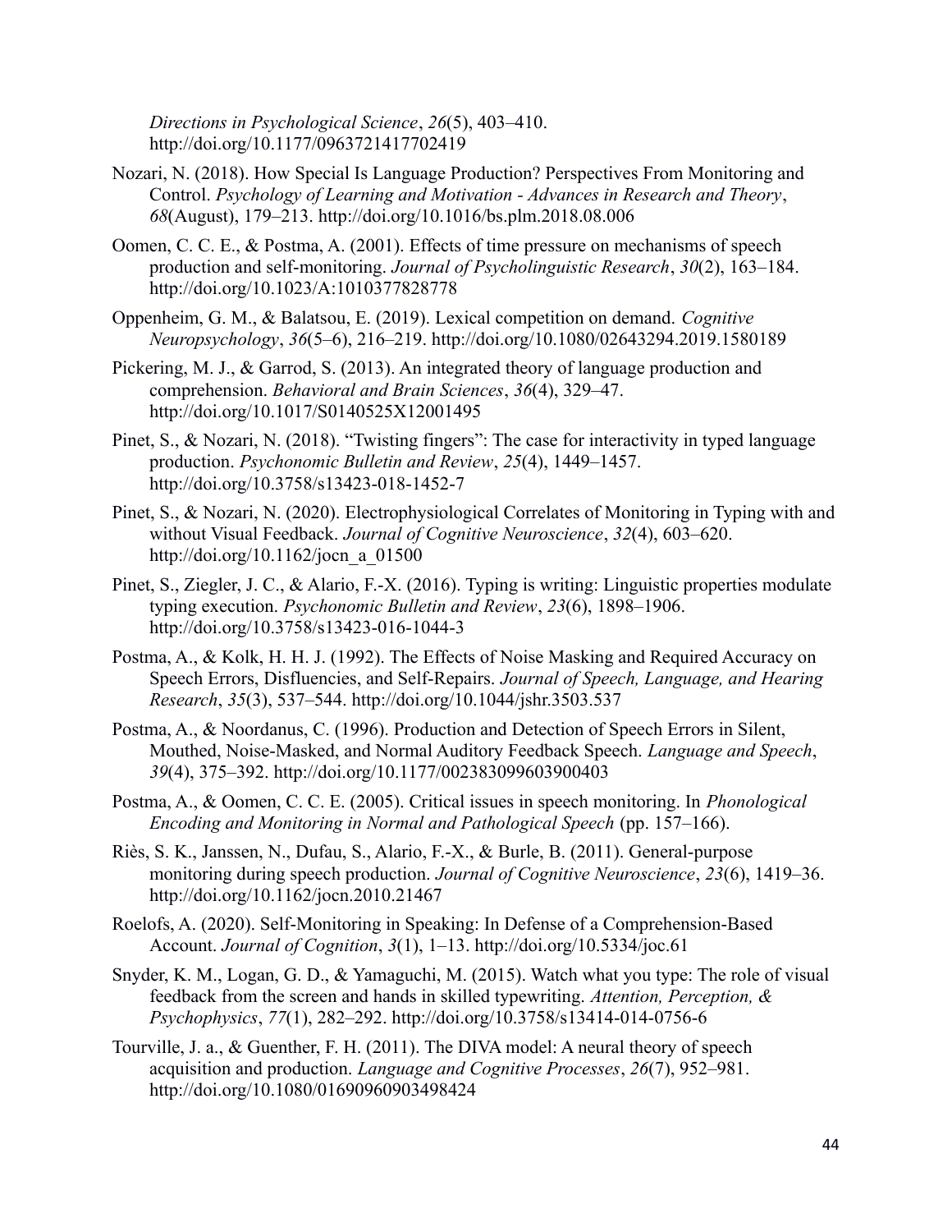*Directions in Psychological Science*, *26*(5), 403–410. http://doi.org/10.1177/0963721417702419

Nozari, N. (2018). How Special Is Language Production? Perspectives From Monitoring and Control. *Psychology of Learning and Motivation - Advances in Research and Theory*, *68*(August), 179–213. http://doi.org/10.1016/bs.plm.2018.08.006

Oomen, C. C. E., & Postma, A. (2001). Effects of time pressure on mechanisms of speech production and self-monitoring. *Journal of Psycholinguistic Research*, *30*(2), 163–184. http://doi.org/10.1023/A:1010377828778

Oppenheim, G. M., & Balatsou, E. (2019). Lexical competition on demand. *Cognitive Neuropsychology*, *36*(5–6), 216–219. http://doi.org/10.1080/02643294.2019.1580189

Pickering, M. J., & Garrod, S. (2013). An integrated theory of language production and comprehension. *Behavioral and Brain Sciences*, *36*(4), 329–47. http://doi.org/10.1017/S0140525X12001495

Pinet, S., & Nozari, N. (2018). "Twisting fingers": The case for interactivity in typed language production. *Psychonomic Bulletin and Review*, *25*(4), 1449–1457. http://doi.org/10.3758/s13423-018-1452-7

Pinet, S., & Nozari, N. (2020). Electrophysiological Correlates of Monitoring in Typing with and without Visual Feedback. *Journal of Cognitive Neuroscience*, *32*(4), 603–620. http://doi.org/10.1162/jocn_a_01500

Pinet, S., Ziegler, J. C., & Alario, F.-X. (2016). Typing is writing: Linguistic properties modulate typing execution. *Psychonomic Bulletin and Review*, *23*(6), 1898–1906. http://doi.org/10.3758/s13423-016-1044-3

Postma, A., & Kolk, H. H. J. (1992). The Effects of Noise Masking and Required Accuracy on Speech Errors, Disfluencies, and Self-Repairs. *Journal of Speech, Language, and Hearing Research*, *35*(3), 537–544. http://doi.org/10.1044/jshr.3503.537

Postma, A., & Noordanus, C. (1996). Production and Detection of Speech Errors in Silent, Mouthed, Noise-Masked, and Normal Auditory Feedback Speech. *Language and Speech*, *39*(4), 375–392. http://doi.org/10.1177/002383099603900403

Postma, A., & Oomen, C. C. E. (2005). Critical issues in speech monitoring. In *Phonological Encoding and Monitoring in Normal and Pathological Speech* (pp. 157–166).

Riès, S. K., Janssen, N., Dufau, S., Alario, F.-X., & Burle, B. (2011). General-purpose monitoring during speech production. *Journal of Cognitive Neuroscience*, *23*(6), 1419–36. http://doi.org/10.1162/jocn.2010.21467

Roelofs, A. (2020). Self-Monitoring in Speaking: In Defense of a Comprehension-Based Account. *Journal of Cognition*, *3*(1), 1–13. http://doi.org/10.5334/joc.61

Snyder, K. M., Logan, G. D., & Yamaguchi, M. (2015). Watch what you type: The role of visual feedback from the screen and hands in skilled typewriting. *Attention, Perception, & Psychophysics*, *77*(1), 282–292. http://doi.org/10.3758/s13414-014-0756-6

Tourville, J. a., & Guenther, F. H. (2011). The DIVA model: A neural theory of speech acquisition and production. *Language and Cognitive Processes*, *26*(7), 952–981. http://doi.org/10.1080/01690960903498424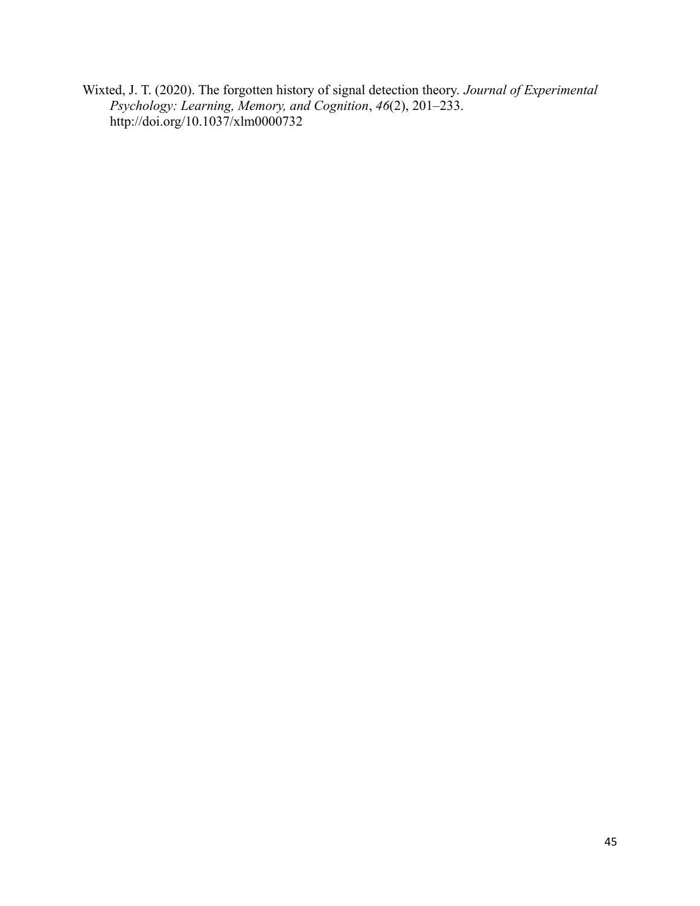Wixted, J. T. (2020). The forgotten history of signal detection theory. *Journal of Experimental Psychology: Learning, Memory, and Cognition*, *46*(2), 201–233. http://doi.org/10.1037/xlm0000732